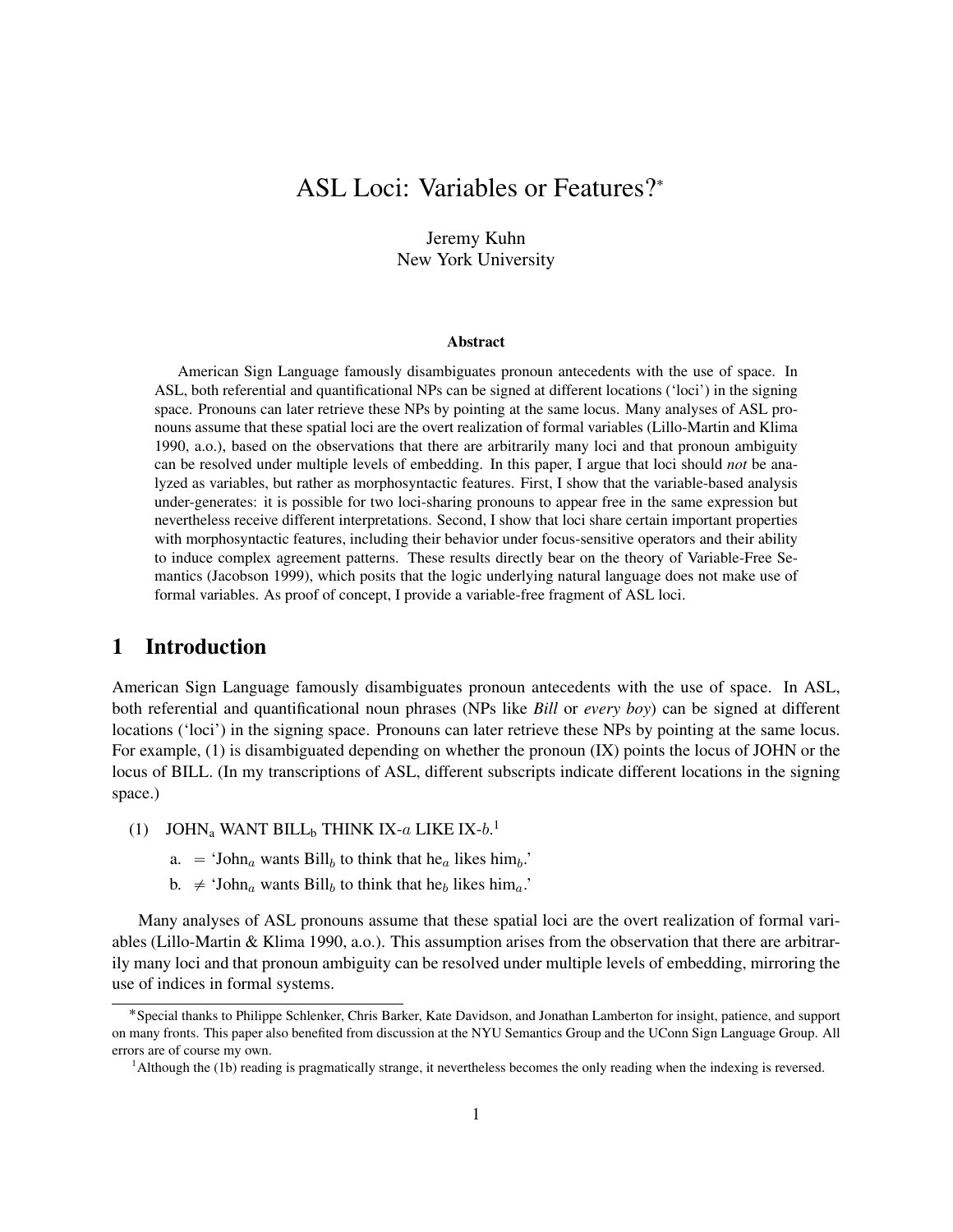# ASL Loci: Variables or Features?[*]

Jeremy Kuhn
New York University

### Abstract

American Sign Language famously disambiguates pronoun antecedents with the use of space. In ASL, both referential and quantificational NPs can be signed at different locations ('loci') in the signing space. Pronouns can later retrieve these NPs by pointing at the same locus. Many analyses of ASL pronouns assume that these spatial loci are the overt realization of formal variables (Lillo-Martin and Klima 1990, a.o.), based on the observations that there are arbitrarily many loci and that pronoun ambiguity can be resolved under multiple levels of embedding. In this paper, I argue that loci should *not* be analyzed as variables, but rather as morphosyntactic features. First, I show that the variable-based analysis under-generates: it is possible for two loci-sharing pronouns to appear free in the same expression but nevertheless receive different interpretations. Second, I show that loci share certain important properties with morphosyntactic features, including their behavior under focus-sensitive operators and their ability to induce complex agreement patterns. These results directly bear on the theory of Variable-Free Semantics (Jacobson 1999), which posits that the logic underlying natural language does not make use of formal variables. As proof of concept, I provide a variable-free fragment of ASL loci.

## 1 Introduction

American Sign Language famously disambiguates pronoun antecedents with the use of space. In ASL, both referential and quantificational noun phrases (NPs like *Bill* or *every boy*) can be signed at different locations ('loci') in the signing space. Pronouns can later retrieve these NPs by pointing at the same locus. For example, (1) is disambiguated depending on whether the pronoun (IX) points the locus of JOHN or the locus of BILL. (In my transcriptions of ASL, different subscripts indicate different locations in the signing space.)

(1) $\text{JOHN}_{\text{a}}$ WANT $\text{BILL}_{\text{b}}$ THINK IX-$a$ LIKE IX-$b$.[1]

a. = 'John$_a$ wants Bill$_b$ to think that he$_a$ likes him$_b$.'

b. ≠ 'John$_a$ wants Bill$_b$ to think that he$_b$ likes him$_a$.'

Many analyses of ASL pronouns assume that these spatial loci are the overt realization of formal variables (Lillo-Martin & Klima 1990, a.o.). This assumption arises from the observation that there are arbitrarily many loci and that pronoun ambiguity can be resolved under multiple levels of embedding, mirroring the use of indices in formal systems.

[*]Special thanks to Philippe Schlenker, Chris Barker, Kate Davidson, and Jonathan Lamberton for insight, patience, and support on many fronts. This paper also benefited from discussion at the NYU Semantics Group and the UConn Sign Language Group. All errors are of course my own.

[1]Although the (1b) reading is pragmatically strange, it nevertheless becomes the only reading when the indexing is reversed.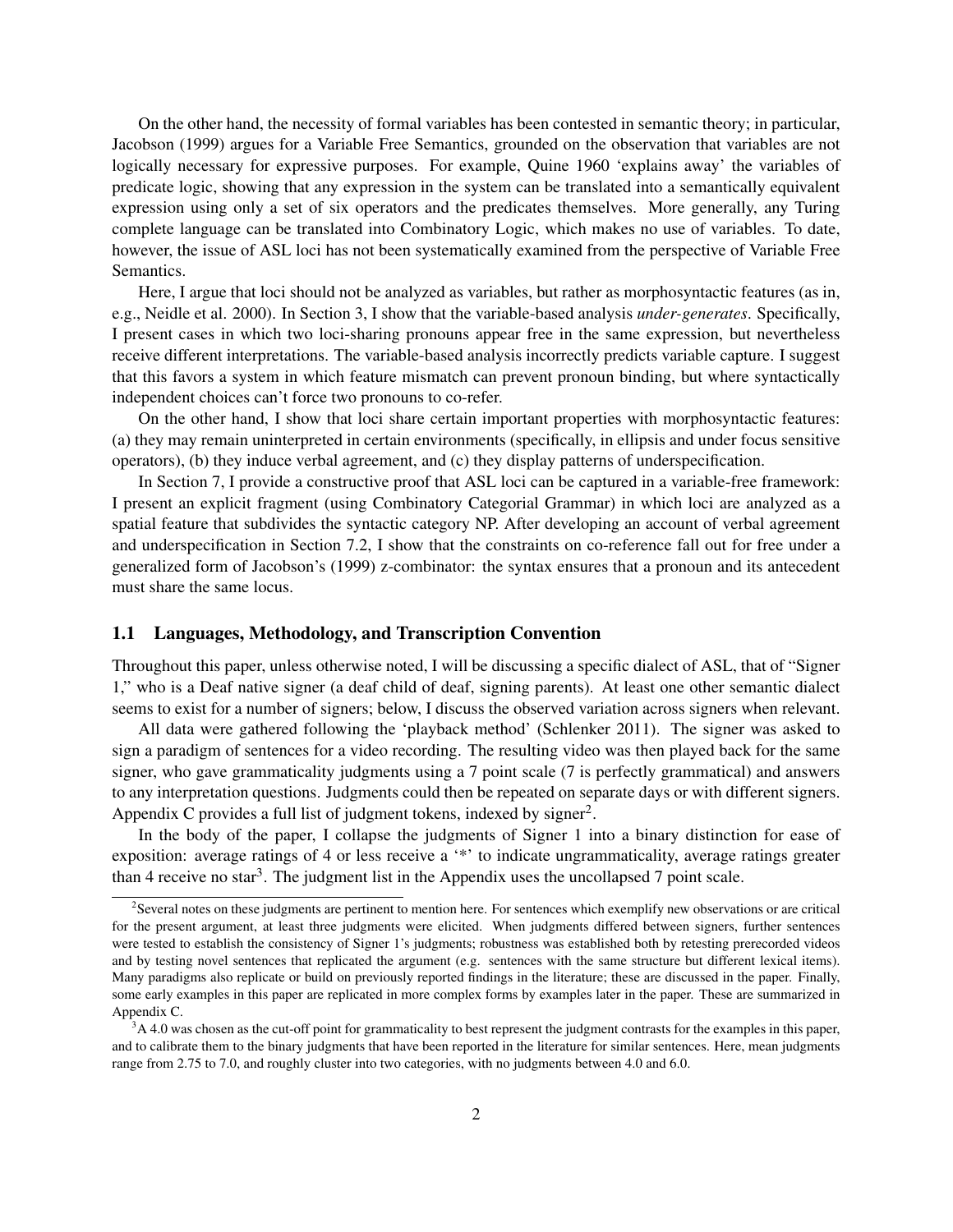On the other hand, the necessity of formal variables has been contested in semantic theory; in particular, Jacobson (1999) argues for a Variable Free Semantics, grounded on the observation that variables are not logically necessary for expressive purposes. For example, Quine 1960 'explains away' the variables of predicate logic, showing that any expression in the system can be translated into a semantically equivalent expression using only a set of six operators and the predicates themselves. More generally, any Turing complete language can be translated into Combinatory Logic, which makes no use of variables. To date, however, the issue of ASL loci has not been systematically examined from the perspective of Variable Free Semantics.

Here, I argue that loci should not be analyzed as variables, but rather as morphosyntactic features (as in, e.g., Neidle et al. 2000). In Section 3, I show that the variable-based analysis *under-generates*. Specifically, I present cases in which two loci-sharing pronouns appear free in the same expression, but nevertheless receive different interpretations. The variable-based analysis incorrectly predicts variable capture. I suggest that this favors a system in which feature mismatch can prevent pronoun binding, but where syntactically independent choices can't force two pronouns to co-refer.

On the other hand, I show that loci share certain important properties with morphosyntactic features: (a) they may remain uninterpreted in certain environments (specifically, in ellipsis and under focus sensitive operators), (b) they induce verbal agreement, and (c) they display patterns of underspecification.

In Section 7, I provide a constructive proof that ASL loci can be captured in a variable-free framework: I present an explicit fragment (using Combinatory Categorial Grammar) in which loci are analyzed as a spatial feature that subdivides the syntactic category NP. After developing an account of verbal agreement and underspecification in Section 7.2, I show that the constraints on co-reference fall out for free under a generalized form of Jacobson's (1999) z-combinator: the syntax ensures that a pronoun and its antecedent must share the same locus.

## 1.1 Languages, Methodology, and Transcription Convention

Throughout this paper, unless otherwise noted, I will be discussing a specific dialect of ASL, that of "Signer 1," who is a Deaf native signer (a deaf child of deaf, signing parents). At least one other semantic dialect seems to exist for a number of signers; below, I discuss the observed variation across signers when relevant.

All data were gathered following the 'playback method' (Schlenker 2011). The signer was asked to sign a paradigm of sentences for a video recording. The resulting video was then played back for the same signer, who gave grammaticality judgments using a 7 point scale (7 is perfectly grammatical) and answers to any interpretation questions. Judgments could then be repeated on separate days or with different signers. Appendix C provides a full list of judgment tokens, indexed by signer[2].

In the body of the paper, I collapse the judgments of Signer 1 into a binary distinction for ease of exposition: average ratings of 4 or less receive a '*' to indicate ungrammaticality, average ratings greater than 4 receive no star[3]. The judgment list in the Appendix uses the uncollapsed 7 point scale.

---

[2] Several notes on these judgments are pertinent to mention here. For sentences which exemplify new observations or are critical for the present argument, at least three judgments were elicited. When judgments differed between signers, further sentences were tested to establish the consistency of Signer 1's judgments; robustness was established both by retesting prerecorded videos and by testing novel sentences that replicated the argument (e.g. sentences with the same structure but different lexical items). Many paradigms also replicate or build on previously reported findings in the literature; these are discussed in the paper. Finally, some early examples in this paper are replicated in more complex forms by examples later in the paper. These are summarized in Appendix C.

[3] A 4.0 was chosen as the cut-off point for grammaticality to best represent the judgment contrasts for the examples in this paper, and to calibrate them to the binary judgments that have been reported in the literature for similar sentences. Here, mean judgments range from 2.75 to 7.0, and roughly cluster into two categories, with no judgments between 4.0 and 6.0.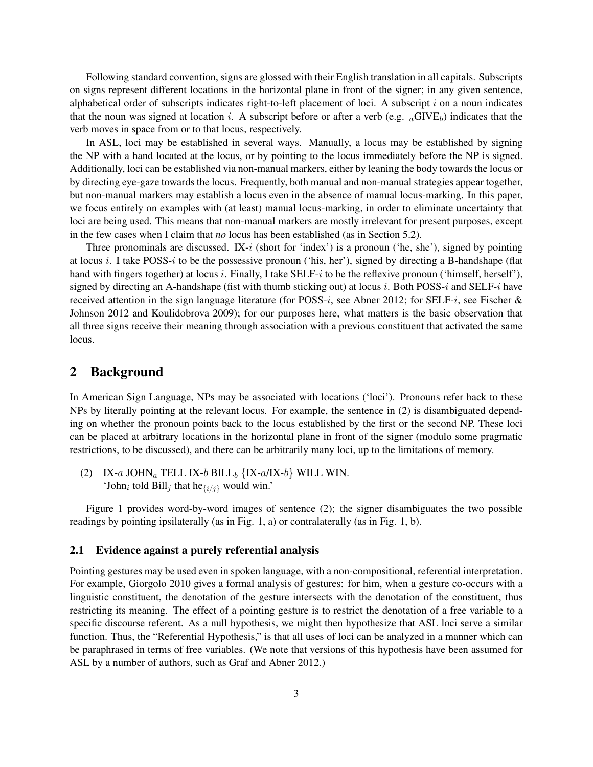Following standard convention, signs are glossed with their English translation in all capitals. Subscripts on signs represent different locations in the horizontal plane in front of the signer; in any given sentence, alphabetical order of subscripts indicates right-to-left placement of loci. A subscript $i$ on a noun indicates that the noun was signed at location $i$. A subscript before or after a verb (e.g. ${}_a\text{GIVE}_b$) indicates that the verb moves in space from or to that locus, respectively.

In ASL, loci may be established in several ways. Manually, a locus may be established by signing the NP with a hand located at the locus, or by pointing to the locus immediately before the NP is signed. Additionally, loci can be established via non-manual markers, either by leaning the body towards the locus or by directing eye-gaze towards the locus. Frequently, both manual and non-manual strategies appear together, but non-manual markers may establish a locus even in the absence of manual locus-marking. In this paper, we focus entirely on examples with (at least) manual locus-marking, in order to eliminate uncertainty that loci are being used. This means that non-manual markers are mostly irrelevant for present purposes, except in the few cases when I claim that *no* locus has been established (as in Section 5.2).

Three pronominals are discussed. IX-$i$ (short for 'index') is a pronoun ('he, she'), signed by pointing at locus $i$. I take POSS-$i$ to be the possessive pronoun ('his, her'), signed by directing a B-handshape (flat hand with fingers together) at locus $i$. Finally, I take SELF-$i$ to be the reflexive pronoun ('himself, herself'), signed by directing an A-handshape (fist with thumb sticking out) at locus $i$. Both POSS-$i$ and SELF-$i$ have received attention in the sign language literature (for POSS-$i$, see Abner 2012; for SELF-$i$, see Fischer & Johnson 2012 and Koulidobrova 2009); for our purposes here, what matters is the basic observation that all three signs receive their meaning through association with a previous constituent that activated the same locus.

## 2 Background

In American Sign Language, NPs may be associated with locations ('loci'). Pronouns refer back to these NPs by literally pointing at the relevant locus. For example, the sentence in (2) is disambiguated depending on whether the pronoun points back to the locus established by the first or the second NP. These loci can be placed at arbitrary locations in the horizontal plane in front of the signer (modulo some pragmatic restrictions, to be discussed), and there can be arbitrarily many loci, up to the limitations of memory.

(2) IX-$a$ JOHN$_a$ TELL IX-$b$ BILL$_b$ {IX-$a$/IX-$b$} WILL WIN.
'John$_i$ told Bill$_j$ that he$_{\{i/j\}}$ would win.'

Figure 1 provides word-by-word images of sentence (2); the signer disambiguates the two possible readings by pointing ipsilaterally (as in Fig. 1, a) or contralaterally (as in Fig. 1, b).

### 2.1 Evidence against a purely referential analysis

Pointing gestures may be used even in spoken language, with a non-compositional, referential interpretation. For example, Giorgolo 2010 gives a formal analysis of gestures: for him, when a gesture co-occurs with a linguistic constituent, the denotation of the gesture intersects with the denotation of the constituent, thus restricting its meaning. The effect of a pointing gesture is to restrict the denotation of a free variable to a specific discourse referent. As a null hypothesis, we might then hypothesize that ASL loci serve a similar function. Thus, the "Referential Hypothesis," is that all uses of loci can be analyzed in a manner which can be paraphrased in terms of free variables. (We note that versions of this hypothesis have been assumed for ASL by a number of authors, such as Graf and Abner 2012.)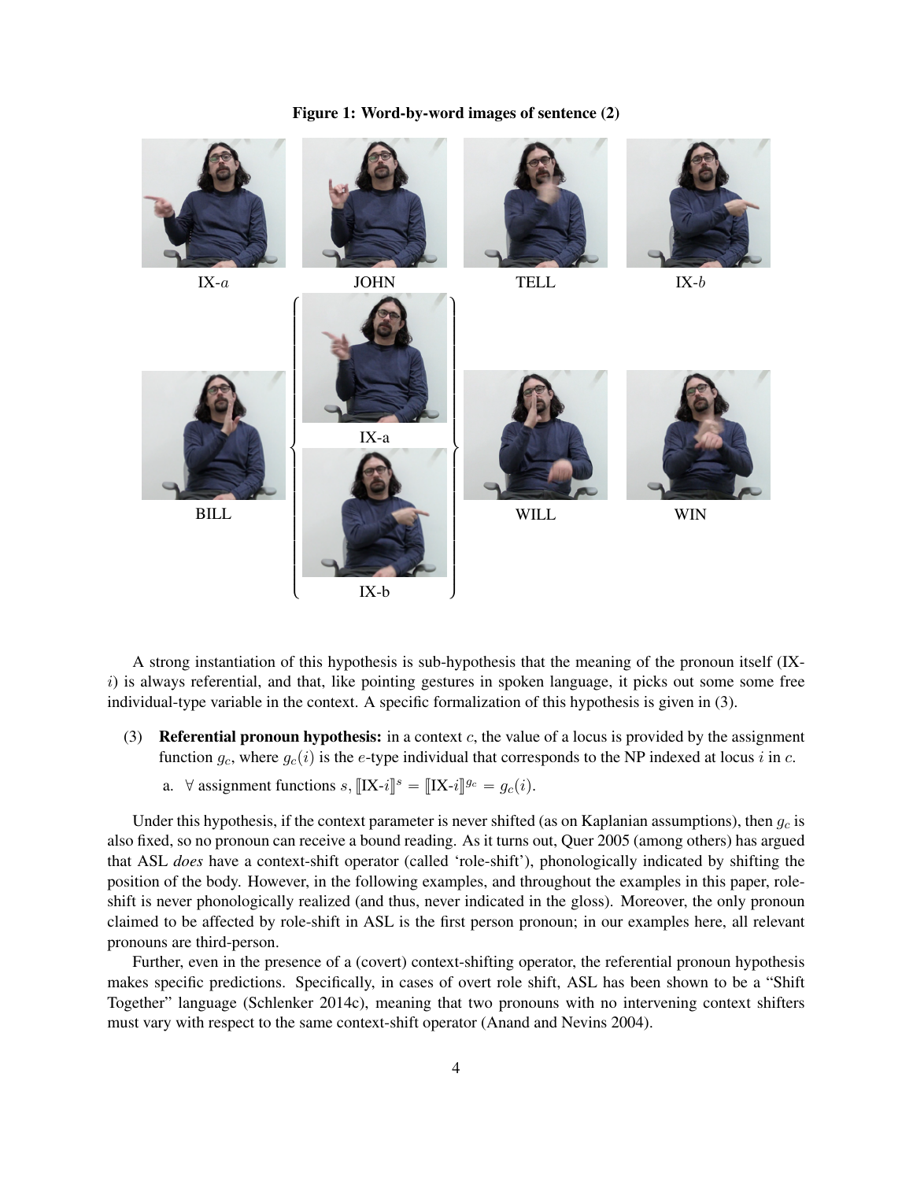**Figure 1: Word-by-word images of sentence (2)**

IX-$a$ JOHN TELL IX-$b$

BILL { IX-a / IX-b } WILL WIN

A strong instantiation of this hypothesis is sub-hypothesis that the meaning of the pronoun itself (IX-$i$) is always referential, and that, like pointing gestures in spoken language, it picks out some some free individual-type variable in the context. A specific formalization of this hypothesis is given in (3).

(3) **Referential pronoun hypothesis:** in a context $c$, the value of a locus is provided by the assignment function $g_c$, where $g_c(i)$ is the $e$-type individual that corresponds to the NP indexed at locus $i$ in $c$.

  a. $\forall$ assignment functions $s$, $[\![\text{IX-}i]\!]^s = [\![\text{IX-}i]\!]^{g_c} = g_c(i)$.

Under this hypothesis, if the context parameter is never shifted (as on Kaplanian assumptions), then $g_c$ is also fixed, so no pronoun can receive a bound reading. As it turns out, Quer 2005 (among others) has argued that ASL *does* have a context-shift operator (called 'role-shift'), phonologically indicated by shifting the position of the body. However, in the following examples, and throughout the examples in this paper, role-shift is never phonologically realized (and thus, never indicated in the gloss). Moreover, the only pronoun claimed to be affected by role-shift in ASL is the first person pronoun; in our examples here, all relevant pronouns are third-person.

Further, even in the presence of a (covert) context-shifting operator, the referential pronoun hypothesis makes specific predictions. Specifically, in cases of overt role shift, ASL has been shown to be a "Shift Together" language (Schlenker 2014c), meaning that two pronouns with no intervening context shifters must vary with respect to the same context-shift operator (Anand and Nevins 2004).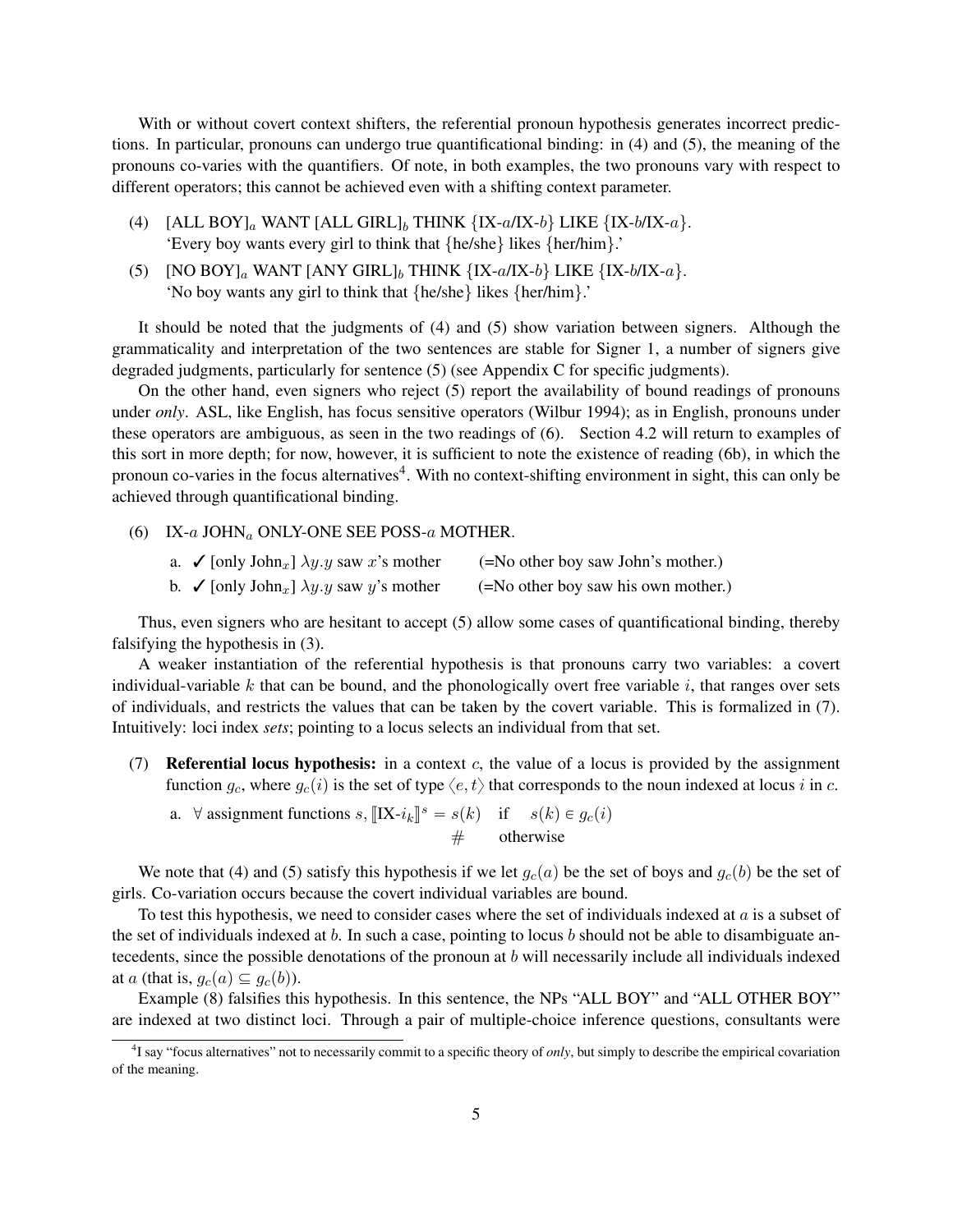With or without covert context shifters, the referential pronoun hypothesis generates incorrect predictions. In particular, pronouns can undergo true quantificational binding: in (4) and (5), the meaning of the pronouns co-varies with the quantifiers. Of note, in both examples, the two pronouns vary with respect to different operators; this cannot be achieved even with a shifting context parameter.

(4) [ALL BOY]$_a$ WANT [ALL GIRL]$_b$ THINK {IX-$a$/IX-$b$} LIKE {IX-$b$/IX-$a$}.
'Every boy wants every girl to think that {he/she} likes {her/him}.'

(5) [NO BOY]$_a$ WANT [ANY GIRL]$_b$ THINK {IX-$a$/IX-$b$} LIKE {IX-$b$/IX-$a$}.
'No boy wants any girl to think that {he/she} likes {her/him}.'

It should be noted that the judgments of (4) and (5) show variation between signers. Although the grammaticality and interpretation of the two sentences are stable for Signer 1, a number of signers give degraded judgments, particularly for sentence (5) (see Appendix C for specific judgments).

On the other hand, even signers who reject (5) report the availability of bound readings of pronouns under *only*. ASL, like English, has focus sensitive operators (Wilbur 1994); as in English, pronouns under these operators are ambiguous, as seen in the two readings of (6). Section 4.2 will return to examples of this sort in more depth; for now, however, it is sufficient to note the existence of reading (6b), in which the pronoun co-varies in the focus alternatives[4]. With no context-shifting environment in sight, this can only be achieved through quantificational binding.

(6) IX-$a$ JOHN$_a$ ONLY-ONE SEE POSS-$a$ MOTHER.

a. ✓ [only John$_x$] $\lambda y.y$ saw $x$'s mother (=No other boy saw John's mother.)

b. ✓ [only John$_x$] $\lambda y.y$ saw $y$'s mother (=No other boy saw his own mother.)

Thus, even signers who are hesitant to accept (5) allow some cases of quantificational binding, thereby falsifying the hypothesis in (3).

A weaker instantiation of the referential hypothesis is that pronouns carry two variables: a covert individual-variable $k$ that can be bound, and the phonologically overt free variable $i$, that ranges over sets of individuals, and restricts the values that can be taken by the covert variable. This is formalized in (7). Intuitively: loci index *sets*; pointing to a locus selects an individual from that set.

(7) **Referential locus hypothesis:** in a context $c$, the value of a locus is provided by the assignment function $g_c$, where $g_c(i)$ is the set of type $\langle e, t\rangle$ that corresponds to the noun indexed at locus $i$ in $c$.

a. $\forall$ assignment functions $s$, $[\![\text{IX-}i_k]\!]^s = s(k)$ if $s(k) \in g_c(i)$
$\#$ otherwise

We note that (4) and (5) satisfy this hypothesis if we let $g_c(a)$ be the set of boys and $g_c(b)$ be the set of girls. Co-variation occurs because the covert individual variables are bound.

To test this hypothesis, we need to consider cases where the set of individuals indexed at $a$ is a subset of the set of individuals indexed at $b$. In such a case, pointing to locus $b$ should not be able to disambiguate antecedents, since the possible denotations of the pronoun at $b$ will necessarily include all individuals indexed at $a$ (that is, $g_c(a) \subseteq g_c(b)$).

Example (8) falsifies this hypothesis. In this sentence, the NPs "ALL BOY" and "ALL OTHER BOY" are indexed at two distinct loci. Through a pair of multiple-choice inference questions, consultants were

[4] I say "focus alternatives" not to necessarily commit to a specific theory of *only*, but simply to describe the empirical covariation of the meaning.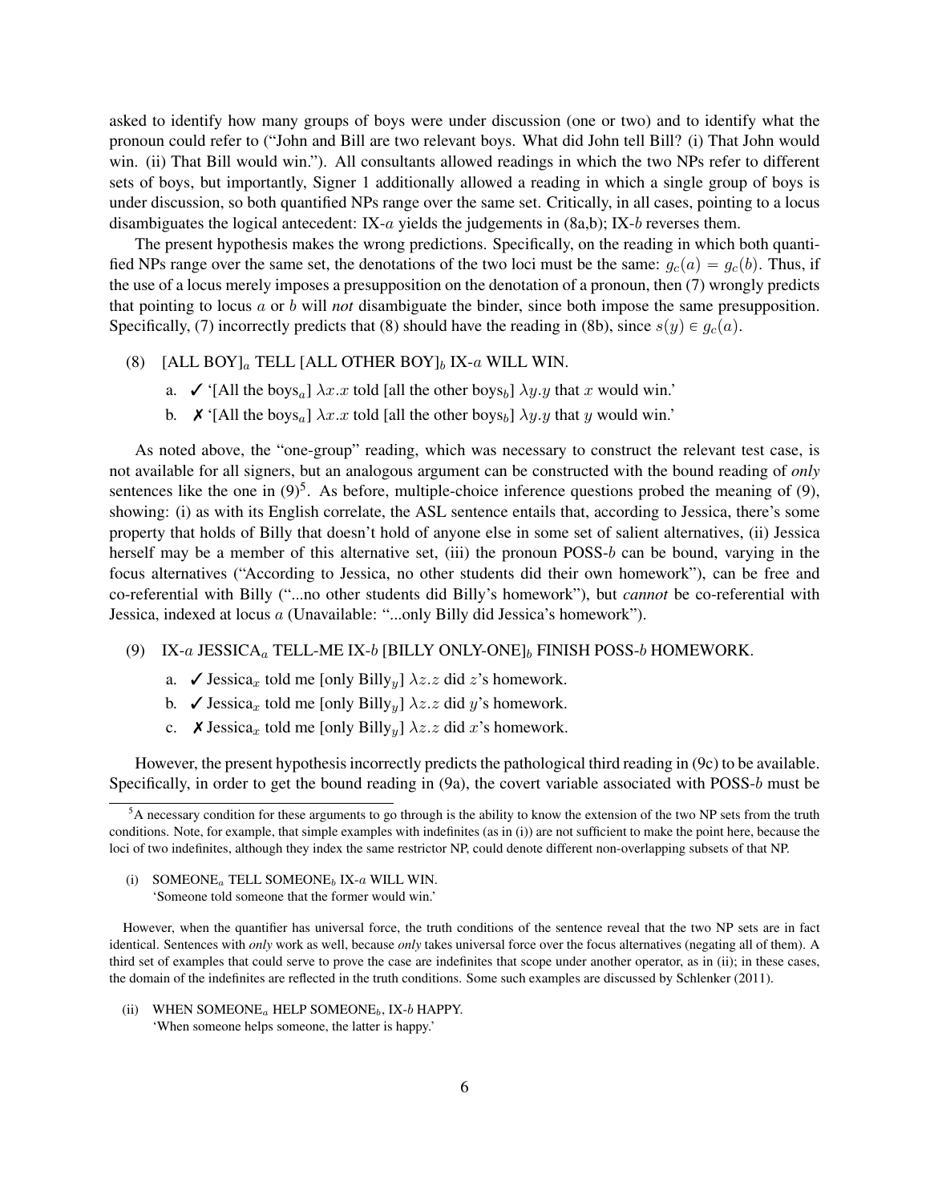asked to identify how many groups of boys were under discussion (one or two) and to identify what the pronoun could refer to ("John and Bill are two relevant boys. What did John tell Bill? (i) That John would win. (ii) That Bill would win."). All consultants allowed readings in which the two NPs refer to different sets of boys, but importantly, Signer 1 additionally allowed a reading in which a single group of boys is under discussion, so both quantified NPs range over the same set. Critically, in all cases, pointing to a locus disambiguates the logical antecedent: IX-$a$ yields the judgements in (8a,b); IX-$b$ reverses them.

The present hypothesis makes the wrong predictions. Specifically, on the reading in which both quantified NPs range over the same set, the denotations of the two loci must be the same: $g_c(a) = g_c(b)$. Thus, if the use of a locus merely imposes a presupposition on the denotation of a pronoun, then (7) wrongly predicts that pointing to locus $a$ or $b$ will *not* disambiguate the binder, since both impose the same presupposition. Specifically, (7) incorrectly predicts that (8) should have the reading in (8b), since $s(y) \in g_c(a)$.

(8) [ALL BOY]$_a$ TELL [ALL OTHER BOY]$_b$ IX-$a$ WILL WIN.

a. ✓ '[All the boys$_a$] $\lambda x.x$ told [all the other boys$_b$] $\lambda y.y$ that $x$ would win.'

b. ✗ '[All the boys$_a$] $\lambda x.x$ told [all the other boys$_b$] $\lambda y.y$ that $y$ would win.'

As noted above, the "one-group" reading, which was necessary to construct the relevant test case, is not available for all signers, but an analogous argument can be constructed with the bound reading of *only* sentences like the one in (9)[5]. As before, multiple-choice inference questions probed the meaning of (9), showing: (i) as with its English correlate, the ASL sentence entails that, according to Jessica, there's some property that holds of Billy that doesn't hold of anyone else in some set of salient alternatives, (ii) Jessica herself may be a member of this alternative set, (iii) the pronoun POSS-$b$ can be bound, varying in the focus alternatives ("According to Jessica, no other students did their own homework"), can be free and co-referential with Billy ("...no other students did Billy's homework"), but *cannot* be co-referential with Jessica, indexed at locus $a$ (Unavailable: "...only Billy did Jessica's homework").

(9) IX-$a$ JESSICA$_a$ TELL-ME IX-$b$ [BILLY ONLY-ONE]$_b$ FINISH POSS-$b$ HOMEWORK.

a. ✓ Jessica$_x$ told me [only Billy$_y$] $\lambda z.z$ did $z$'s homework.

b. ✓ Jessica$_x$ told me [only Billy$_y$] $\lambda z.z$ did $y$'s homework.

c. ✗ Jessica$_x$ told me [only Billy$_y$] $\lambda z.z$ did $x$'s homework.

However, the present hypothesis incorrectly predicts the pathological third reading in (9c) to be available. Specifically, in order to get the bound reading in (9a), the covert variable associated with POSS-$b$ must be

[5]A necessary condition for these arguments to go through is the ability to know the extension of the two NP sets from the truth conditions. Note, for example, that simple examples with indefinites (as in (i)) are not sufficient to make the point here, because the loci of two indefinites, although they index the same restrictor NP, could denote different non-overlapping subsets of that NP.

(i) SOMEONE$_a$ TELL SOMEONE$_b$ IX-$a$ WILL WIN.
'Someone told someone that the former would win.'

However, when the quantifier has universal force, the truth conditions of the sentence reveal that the two NP sets are in fact identical. Sentences with *only* work as well, because *only* takes universal force over the focus alternatives (negating all of them). A third set of examples that could serve to prove the case are indefinites that scope under another operator, as in (ii); in these cases, the domain of the indefinites are reflected in the truth conditions. Some such examples are discussed by Schlenker (2011).

(ii) WHEN SOMEONE$_a$ HELP SOMEONE$_b$, IX-$b$ HAPPY.
'When someone helps someone, the latter is happy.'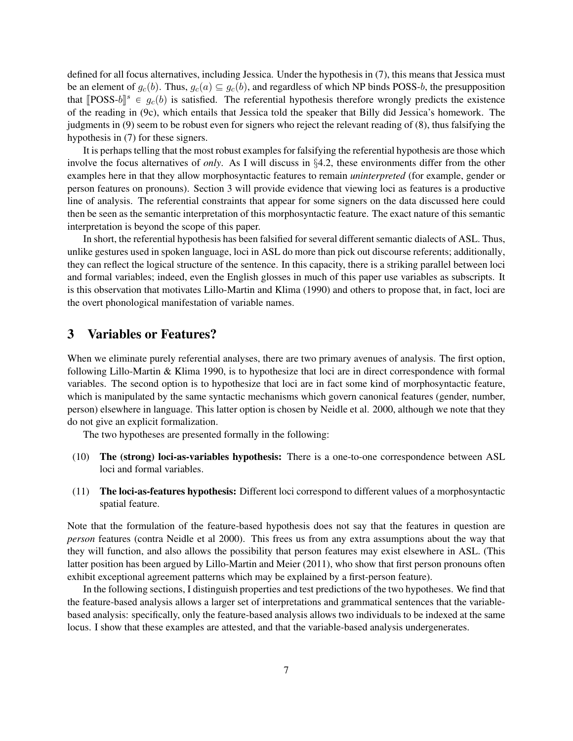defined for all focus alternatives, including Jessica. Under the hypothesis in (7), this means that Jessica must be an element of $g_c(b)$. Thus, $g_c(a) \subseteq g_c(b)$, and regardless of which NP binds POSS-$b$, the presupposition that $[\![\text{POSS-}b]\!]^s \in g_c(b)$ is satisfied. The referential hypothesis therefore wrongly predicts the existence of the reading in (9c), which entails that Jessica told the speaker that Billy did Jessica's homework. The judgments in (9) seem to be robust even for signers who reject the relevant reading of (8), thus falsifying the hypothesis in (7) for these signers.

It is perhaps telling that the most robust examples for falsifying the referential hypothesis are those which involve the focus alternatives of *only*. As I will discuss in §4.2, these environments differ from the other examples here in that they allow morphosyntactic features to remain *uninterpreted* (for example, gender or person features on pronouns). Section 3 will provide evidence that viewing loci as features is a productive line of analysis. The referential constraints that appear for some signers on the data discussed here could then be seen as the semantic interpretation of this morphosyntactic feature. The exact nature of this semantic interpretation is beyond the scope of this paper.

In short, the referential hypothesis has been falsified for several different semantic dialects of ASL. Thus, unlike gestures used in spoken language, loci in ASL do more than pick out discourse referents; additionally, they can reflect the logical structure of the sentence. In this capacity, there is a striking parallel between loci and formal variables; indeed, even the English glosses in much of this paper use variables as subscripts. It is this observation that motivates Lillo-Martin and Klima (1990) and others to propose that, in fact, loci are the overt phonological manifestation of variable names.

## 3 Variables or Features?

When we eliminate purely referential analyses, there are two primary avenues of analysis. The first option, following Lillo-Martin & Klima 1990, is to hypothesize that loci are in direct correspondence with formal variables. The second option is to hypothesize that loci are in fact some kind of morphosyntactic feature, which is manipulated by the same syntactic mechanisms which govern canonical features (gender, number, person) elsewhere in language. This latter option is chosen by Neidle et al. 2000, although we note that they do not give an explicit formalization.

The two hypotheses are presented formally in the following:

(10) **The (strong) loci-as-variables hypothesis:** There is a one-to-one correspondence between ASL loci and formal variables.

(11) **The loci-as-features hypothesis:** Different loci correspond to different values of a morphosyntactic spatial feature.

Note that the formulation of the feature-based hypothesis does not say that the features in question are *person* features (contra Neidle et al 2000). This frees us from any extra assumptions about the way that they will function, and also allows the possibility that person features may exist elsewhere in ASL. (This latter position has been argued by Lillo-Martin and Meier (2011), who show that first person pronouns often exhibit exceptional agreement patterns which may be explained by a first-person feature).

In the following sections, I distinguish properties and test predictions of the two hypotheses. We find that the feature-based analysis allows a larger set of interpretations and grammatical sentences that the variable-based analysis: specifically, only the feature-based analysis allows two individuals to be indexed at the same locus. I show that these examples are attested, and that the variable-based analysis undergenerates.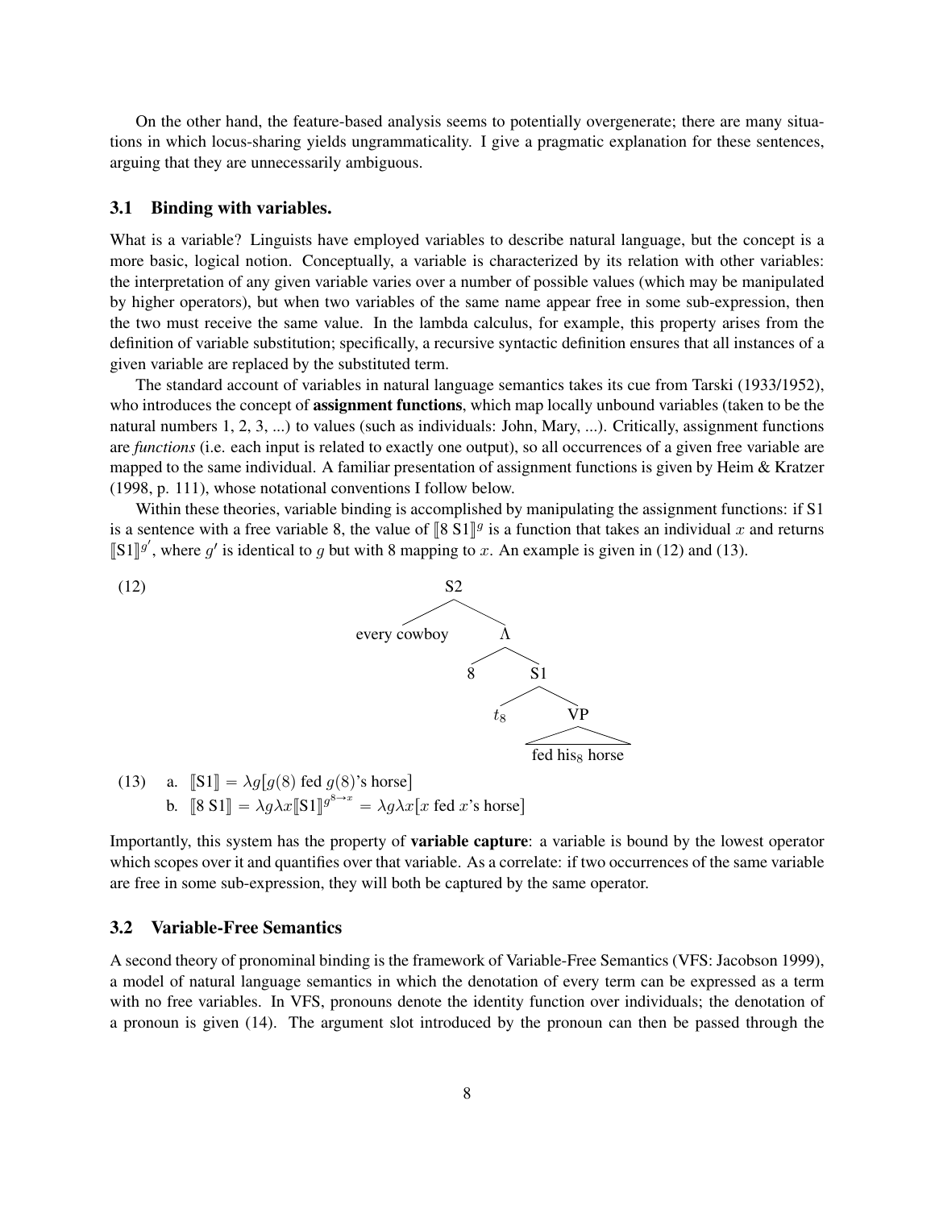On the other hand, the feature-based analysis seems to potentially overgenerate; there are many situations in which locus-sharing yields ungrammaticality. I give a pragmatic explanation for these sentences, arguing that they are unnecessarily ambiguous.

### 3.1 Binding with variables.

What is a variable? Linguists have employed variables to describe natural language, but the concept is a more basic, logical notion. Conceptually, a variable is characterized by its relation with other variables: the interpretation of any given variable varies over a number of possible values (which may be manipulated by higher operators), but when two variables of the same name appear free in some sub-expression, then the two must receive the same value. In the lambda calculus, for example, this property arises from the definition of variable substitution; specifically, a recursive syntactic definition ensures that all instances of a given variable are replaced by the substituted term.

The standard account of variables in natural language semantics takes its cue from Tarski (1933/1952), who introduces the concept of **assignment functions**, which map locally unbound variables (taken to be the natural numbers 1, 2, 3, ...) to values (such as individuals: John, Mary, ...). Critically, assignment functions are *functions* (i.e. each input is related to exactly one output), so all occurrences of a given free variable are mapped to the same individual. A familiar presentation of assignment functions is given by Heim & Kratzer (1998, p. 111), whose notational conventions I follow below.

Within these theories, variable binding is accomplished by manipulating the assignment functions: if S1 is a sentence with a free variable 8, the value of $[\![8\ \text{S1}]\!]^g$ is a function that takes an individual $x$ and returns $[\![\text{S1}]\!]^{g'}$, where $g'$ is identical to $g$ but with 8 mapping to $x$. An example is given in (12) and (13).

(12)

```
S2
├── every cowboy
└── Λ
    ├── 8
    └── S1
        ├── t_8
        └── VP
            └── fed his_8 horse
```

(13) a. $[\![\text{S1}]\!] = \lambda g[g(8) \text{ fed } g(8)\text{'s horse}]$

b. $[\![8\ \text{S1}]\!] = \lambda g \lambda x [\![\text{S1}]\!]^{g^{8 \to x}} = \lambda g \lambda x [x \text{ fed } x\text{'s horse}]$

Importantly, this system has the property of **variable capture**: a variable is bound by the lowest operator which scopes over it and quantifies over that variable. As a correlate: if two occurrences of the same variable are free in some sub-expression, they will both be captured by the same operator.

### 3.2 Variable-Free Semantics

A second theory of pronominal binding is the framework of Variable-Free Semantics (VFS: Jacobson 1999), a model of natural language semantics in which the denotation of every term can be expressed as a term with no free variables. In VFS, pronouns denote the identity function over individuals; the denotation of a pronoun is given (14). The argument slot introduced by the pronoun can then be passed through the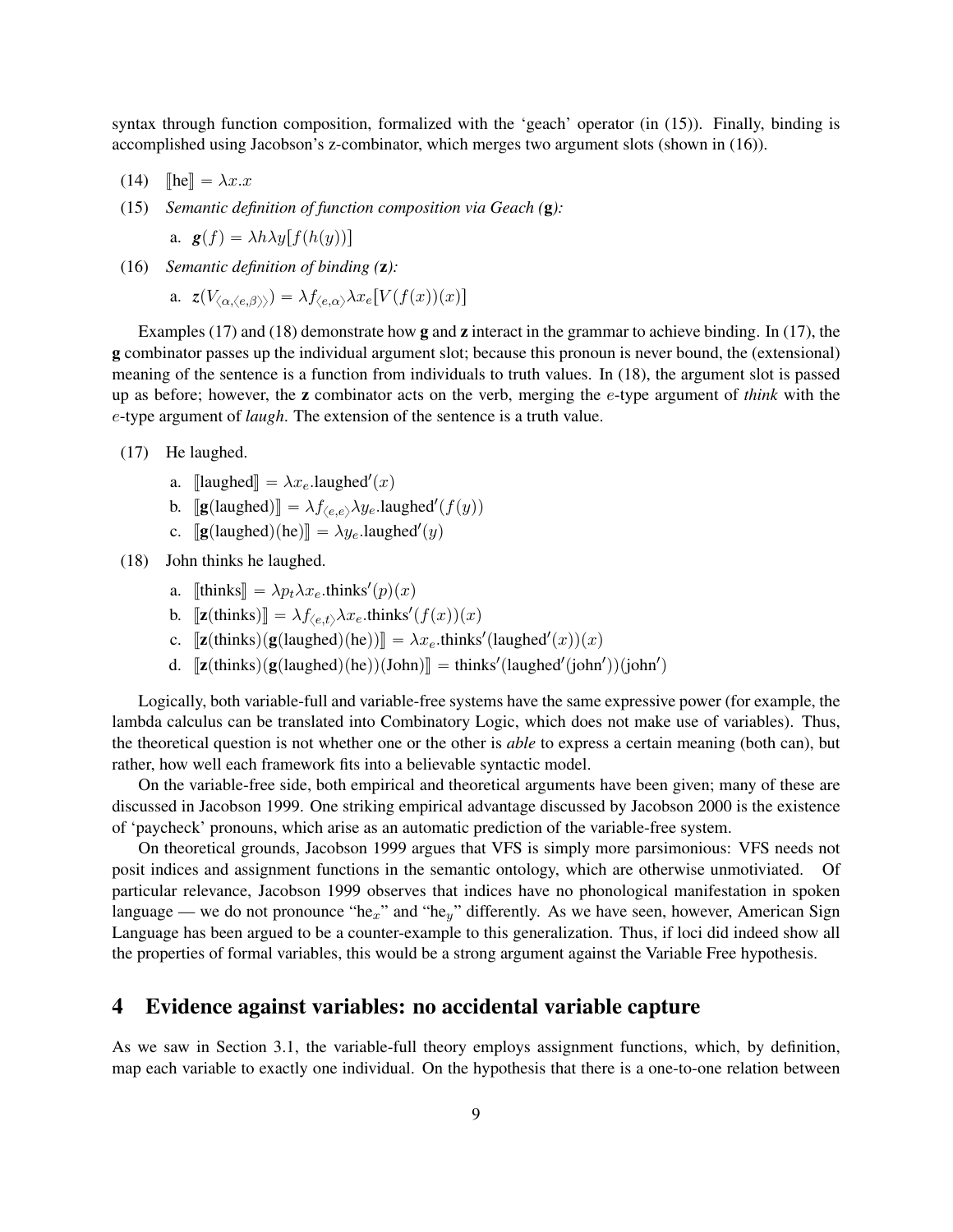syntax through function composition, formalized with the 'geach' operator (in (15)). Finally, binding is accomplished using Jacobson's z-combinator, which merges two argument slots (shown in (16)).

(14) $[\![\text{he}]\!] = \lambda x.x$

(15) *Semantic definition of function composition via Geach (**g**):*

a. $\boldsymbol{g}(f) = \lambda h \lambda y[f(h(y))]$

(16) *Semantic definition of binding (**z**):*

a. $\boldsymbol{z}(V_{\langle \alpha, \langle e, \beta \rangle\rangle}) = \lambda f_{\langle e, \alpha \rangle} \lambda x_e[V(f(x))(x)]$

Examples (17) and (18) demonstrate how **g** and **z** interact in the grammar to achieve binding. In (17), the **g** combinator passes up the individual argument slot; because this pronoun is never bound, the (extensional) meaning of the sentence is a function from individuals to truth values. In (18), the argument slot is passed up as before; however, the **z** combinator acts on the verb, merging the $e$-type argument of *think* with the $e$-type argument of *laugh*. The extension of the sentence is a truth value.

(17) He laughed.

a. $[\![\text{laughed}]\!] = \lambda x_e.\text{laughed}'(x)$

b. $[\![\mathbf{g}(\text{laughed})]\!] = \lambda f_{\langle e, e \rangle} \lambda y_e.\text{laughed}'(f(y))$

c. $[\![\mathbf{g}(\text{laughed})(\text{he})]\!] = \lambda y_e.\text{laughed}'(y)$

(18) John thinks he laughed.

a. $[\![\text{thinks}]\!] = \lambda p_t \lambda x_e.\text{thinks}'(p)(x)$

b. $[\![\mathbf{z}(\text{thinks})]\!] = \lambda f_{\langle e, t \rangle} \lambda x_e.\text{thinks}'(f(x))(x)$

c. $[\![\mathbf{z}(\text{thinks})(\mathbf{g}(\text{laughed})(\text{he}))]\!] = \lambda x_e.\text{thinks}'(\text{laughed}'(x))(x)$

d. $[\![\mathbf{z}(\text{thinks})(\mathbf{g}(\text{laughed})(\text{he}))(\text{John})]\!] = \text{thinks}'(\text{laughed}'(\text{john}'))(\text{john}')$

Logically, both variable-full and variable-free systems have the same expressive power (for example, the lambda calculus can be translated into Combinatory Logic, which does not make use of variables). Thus, the theoretical question is not whether one or the other is *able* to express a certain meaning (both can), but rather, how well each framework fits into a believable syntactic model.

On the variable-free side, both empirical and theoretical arguments have been given; many of these are discussed in Jacobson 1999. One striking empirical advantage discussed by Jacobson 2000 is the existence of 'paycheck' pronouns, which arise as an automatic prediction of the variable-free system.

On theoretical grounds, Jacobson 1999 argues that VFS is simply more parsimonious: VFS needs not posit indices and assignment functions in the semantic ontology, which are otherwise unmotiviated. Of particular relevance, Jacobson 1999 observes that indices have no phonological manifestation in spoken language — we do not pronounce "he$_x$" and "he$_y$" differently. As we have seen, however, American Sign Language has been argued to be a counter-example to this generalization. Thus, if loci did indeed show all the properties of formal variables, this would be a strong argument against the Variable Free hypothesis.

## 4 Evidence against variables: no accidental variable capture

As we saw in Section 3.1, the variable-full theory employs assignment functions, which, by definition, map each variable to exactly one individual. On the hypothesis that there is a one-to-one relation between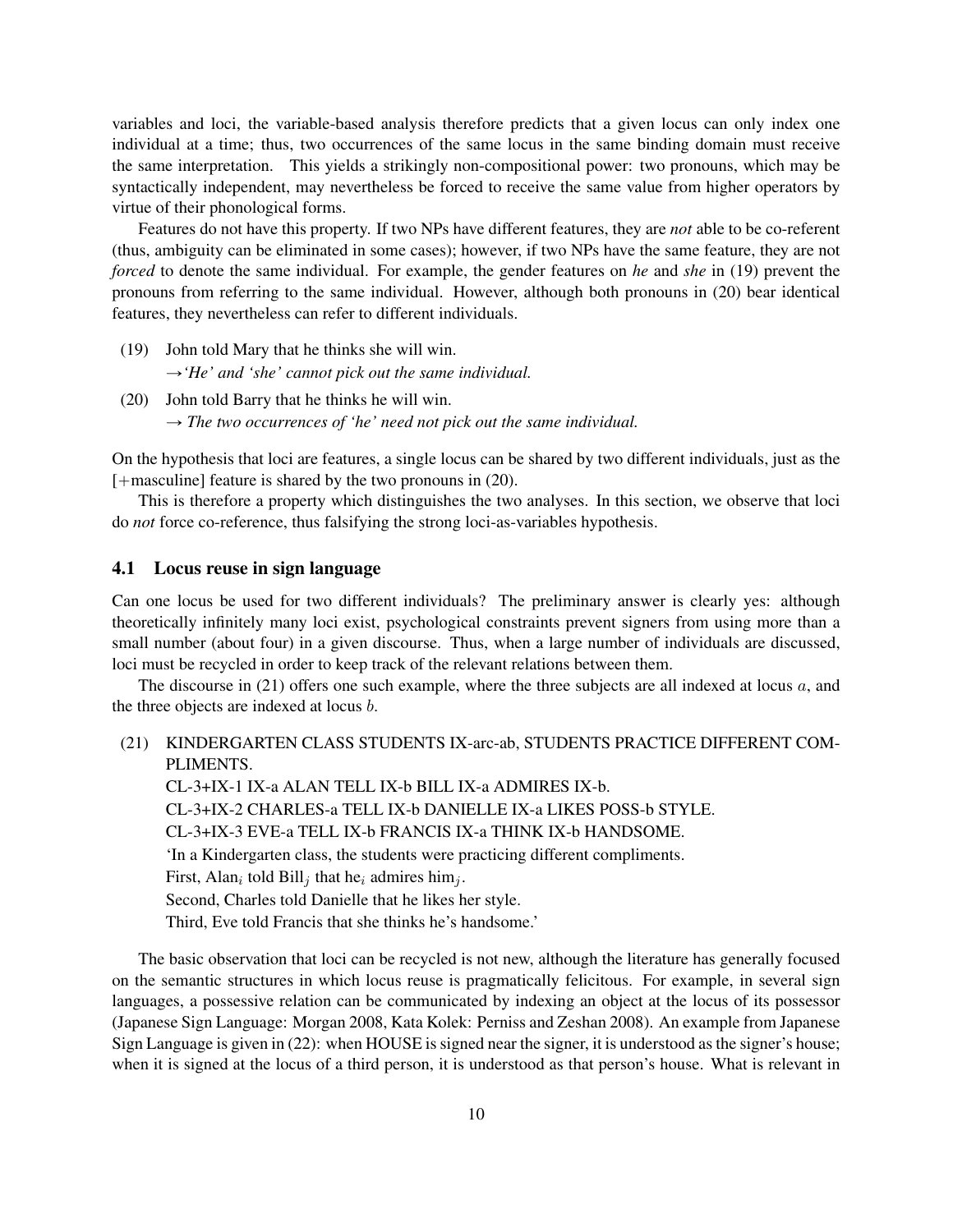variables and loci, the variable-based analysis therefore predicts that a given locus can only index one individual at a time; thus, two occurrences of the same locus in the same binding domain must receive the same interpretation. This yields a strikingly non-compositional power: two pronouns, which may be syntactically independent, may nevertheless be forced to receive the same value from higher operators by virtue of their phonological forms.

Features do not have this property. If two NPs have different features, they are *not* able to be co-referent (thus, ambiguity can be eliminated in some cases); however, if two NPs have the same feature, they are not *forced* to denote the same individual. For example, the gender features on *he* and *she* in (19) prevent the pronouns from referring to the same individual. However, although both pronouns in (20) bear identical features, they nevertheless can refer to different individuals.

(19) John told Mary that he thinks she will win.
→*'He' and 'she' cannot pick out the same individual.*

(20) John told Barry that he thinks he will win.
→ *The two occurrences of 'he' need not pick out the same individual.*

On the hypothesis that loci are features, a single locus can be shared by two different individuals, just as the [+masculine] feature is shared by the two pronouns in (20).

This is therefore a property which distinguishes the two analyses. In this section, we observe that loci do *not* force co-reference, thus falsifying the strong loci-as-variables hypothesis.

## 4.1 Locus reuse in sign language

Can one locus be used for two different individuals? The preliminary answer is clearly yes: although theoretically infinitely many loci exist, psychological constraints prevent signers from using more than a small number (about four) in a given discourse. Thus, when a large number of individuals are discussed, loci must be recycled in order to keep track of the relevant relations between them.

The discourse in (21) offers one such example, where the three subjects are all indexed at locus $a$, and the three objects are indexed at locus $b$.

(21) KINDERGARTEN CLASS STUDENTS IX-arc-ab, STUDENTS PRACTICE DIFFERENT COMPLIMENTS.
CL-3+IX-1 IX-a ALAN TELL IX-b BILL IX-a ADMIRES IX-b.
CL-3+IX-2 CHARLES-a TELL IX-b DANIELLE IX-a LIKES POSS-b STYLE.
CL-3+IX-3 EVE-a TELL IX-b FRANCIS IX-a THINK IX-b HANDSOME.
'In a Kindergarten class, the students were practicing different compliments.
First, Alan$_i$ told Bill$_j$ that he$_i$ admires him$_j$.
Second, Charles told Danielle that he likes her style.
Third, Eve told Francis that she thinks he's handsome.'

The basic observation that loci can be recycled is not new, although the literature has generally focused on the semantic structures in which locus reuse is pragmatically felicitous. For example, in several sign languages, a possessive relation can be communicated by indexing an object at the locus of its possessor (Japanese Sign Language: Morgan 2008, Kata Kolek: Perniss and Zeshan 2008). An example from Japanese Sign Language is given in (22): when HOUSE is signed near the signer, it is understood as the signer's house; when it is signed at the locus of a third person, it is understood as that person's house. What is relevant in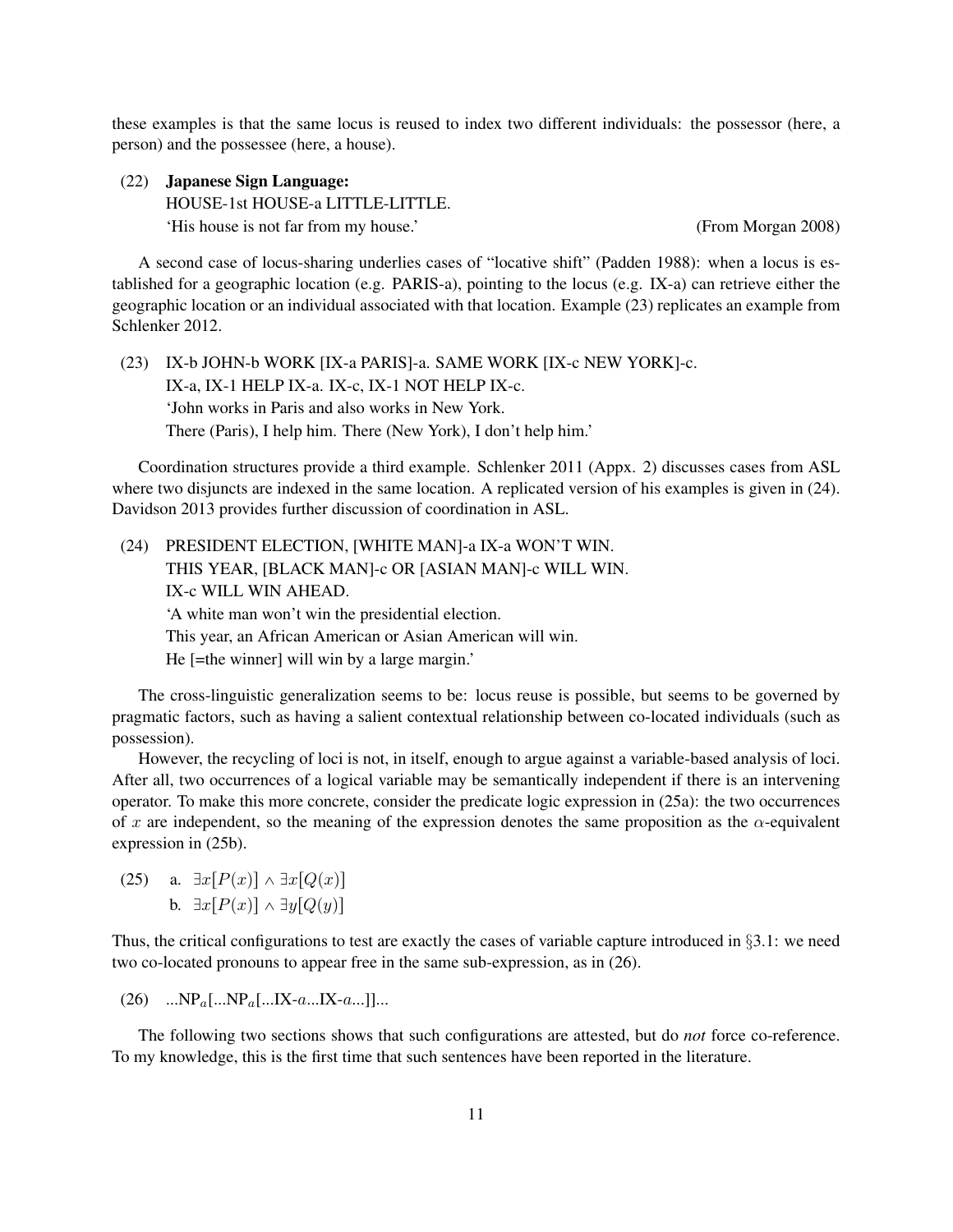these examples is that the same locus is reused to index two different individuals: the possessor (here, a person) and the possessee (here, a house).

(22) **Japanese Sign Language:**
HOUSE-1st HOUSE-a LITTLE-LITTLE.
'His house is not far from my house.' (From Morgan 2008)

A second case of locus-sharing underlies cases of "locative shift" (Padden 1988): when a locus is established for a geographic location (e.g. PARIS-a), pointing to the locus (e.g. IX-a) can retrieve either the geographic location or an individual associated with that location. Example (23) replicates an example from Schlenker 2012.

(23) IX-b JOHN-b WORK [IX-a PARIS]-a. SAME WORK [IX-c NEW YORK]-c.
IX-a, IX-1 HELP IX-a. IX-c, IX-1 NOT HELP IX-c.
'John works in Paris and also works in New York.
There (Paris), I help him. There (New York), I don't help him.'

Coordination structures provide a third example. Schlenker 2011 (Appx. 2) discusses cases from ASL where two disjuncts are indexed in the same location. A replicated version of his examples is given in (24). Davidson 2013 provides further discussion of coordination in ASL.

(24) PRESIDENT ELECTION, [WHITE MAN]-a IX-a WON'T WIN.
THIS YEAR, [BLACK MAN]-c OR [ASIAN MAN]-c WILL WIN.
IX-c WILL WIN AHEAD.
'A white man won't win the presidential election.
This year, an African American or Asian American will win.
He [=the winner] will win by a large margin.'

The cross-linguistic generalization seems to be: locus reuse is possible, but seems to be governed by pragmatic factors, such as having a salient contextual relationship between co-located individuals (such as possession).

However, the recycling of loci is not, in itself, enough to argue against a variable-based analysis of loci. After all, two occurrences of a logical variable may be semantically independent if there is an intervening operator. To make this more concrete, consider the predicate logic expression in (25a): the two occurrences of $x$ are independent, so the meaning of the expression denotes the same proposition as the $\alpha$-equivalent expression in (25b).

(25) a. $\exists x[P(x)] \wedge \exists x[Q(x)]$
b. $\exists x[P(x)] \wedge \exists y[Q(y)]$

Thus, the critical configurations to test are exactly the cases of variable capture introduced in §3.1: we need two co-located pronouns to appear free in the same sub-expression, as in (26).

(26) ...$\text{NP}_a$[...$\text{NP}_a$[...IX-$a$...IX-$a$...]]...

The following two sections shows that such configurations are attested, but do *not* force co-reference. To my knowledge, this is the first time that such sentences have been reported in the literature.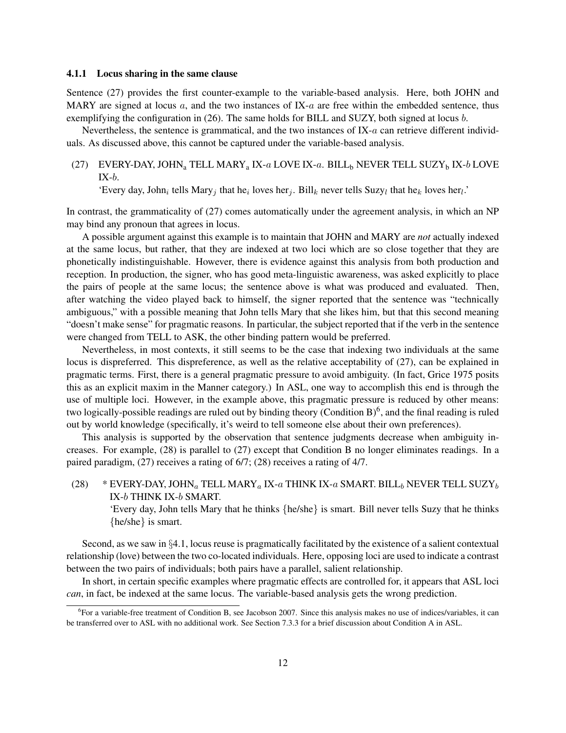### 4.1.1 Locus sharing in the same clause

Sentence (27) provides the first counter-example to the variable-based analysis. Here, both JOHN and MARY are signed at locus $a$, and the two instances of IX-$a$ are free within the embedded sentence, thus exemplifying the configuration in (26). The same holds for BILL and SUZY, both signed at locus $b$.

Nevertheless, the sentence is grammatical, and the two instances of IX-$a$ can retrieve different individuals. As discussed above, this cannot be captured under the variable-based analysis.

(27) EVERY-DAY, JOHN$_a$ TELL MARY$_a$ IX-$a$ LOVE IX-$a$. BILL$_b$ NEVER TELL SUZY$_b$ IX-$b$ LOVE IX-$b$.
'Every day, John$_i$ tells Mary$_j$ that he$_i$ loves her$_j$. Bill$_k$ never tells Suzy$_l$ that he$_k$ loves her$_l$.'

In contrast, the grammaticality of (27) comes automatically under the agreement analysis, in which an NP may bind any pronoun that agrees in locus.

A possible argument against this example is to maintain that JOHN and MARY are *not* actually indexed at the same locus, but rather, that they are indexed at two loci which are so close together that they are phonetically indistinguishable. However, there is evidence against this analysis from both production and reception. In production, the signer, who has good meta-linguistic awareness, was asked explicitly to place the pairs of people at the same locus; the sentence above is what was produced and evaluated. Then, after watching the video played back to himself, the signer reported that the sentence was "technically ambiguous," with a possible meaning that John tells Mary that she likes him, but that this second meaning "doesn't make sense" for pragmatic reasons. In particular, the subject reported that if the verb in the sentence were changed from TELL to ASK, the other binding pattern would be preferred.

Nevertheless, in most contexts, it still seems to be the case that indexing two individuals at the same locus is dispreferred. This dispreference, as well as the relative acceptability of (27), can be explained in pragmatic terms. First, there is a general pragmatic pressure to avoid ambiguity. (In fact, Grice 1975 posits this as an explicit maxim in the Manner category.) In ASL, one way to accomplish this end is through the use of multiple loci. However, in the example above, this pragmatic pressure is reduced by other means: two logically-possible readings are ruled out by binding theory (Condition B)[6], and the final reading is ruled out by world knowledge (specifically, it's weird to tell someone else about their own preferences).

This analysis is supported by the observation that sentence judgments decrease when ambiguity increases. For example, (28) is parallel to (27) except that Condition B no longer eliminates readings. In a paired paradigm, (27) receives a rating of 6/7; (28) receives a rating of 4/7.

(28) * EVERY-DAY, JOHN$_a$ TELL MARY$_a$ IX-$a$ THINK IX-$a$ SMART. BILL$_b$ NEVER TELL SUZY$_b$ IX-$b$ THINK IX-$b$ SMART.
'Every day, John tells Mary that he thinks {he/she} is smart. Bill never tells Suzy that he thinks {he/she} is smart.

Second, as we saw in §4.1, locus reuse is pragmatically facilitated by the existence of a salient contextual relationship (love) between the two co-located individuals. Here, opposing loci are used to indicate a contrast between the two pairs of individuals; both pairs have a parallel, salient relationship.

In short, in certain specific examples where pragmatic effects are controlled for, it appears that ASL loci *can*, in fact, be indexed at the same locus. The variable-based analysis gets the wrong prediction.

[6] For a variable-free treatment of Condition B, see Jacobson 2007. Since this analysis makes no use of indices/variables, it can be transferred over to ASL with no additional work. See Section 7.3.3 for a brief discussion about Condition A in ASL.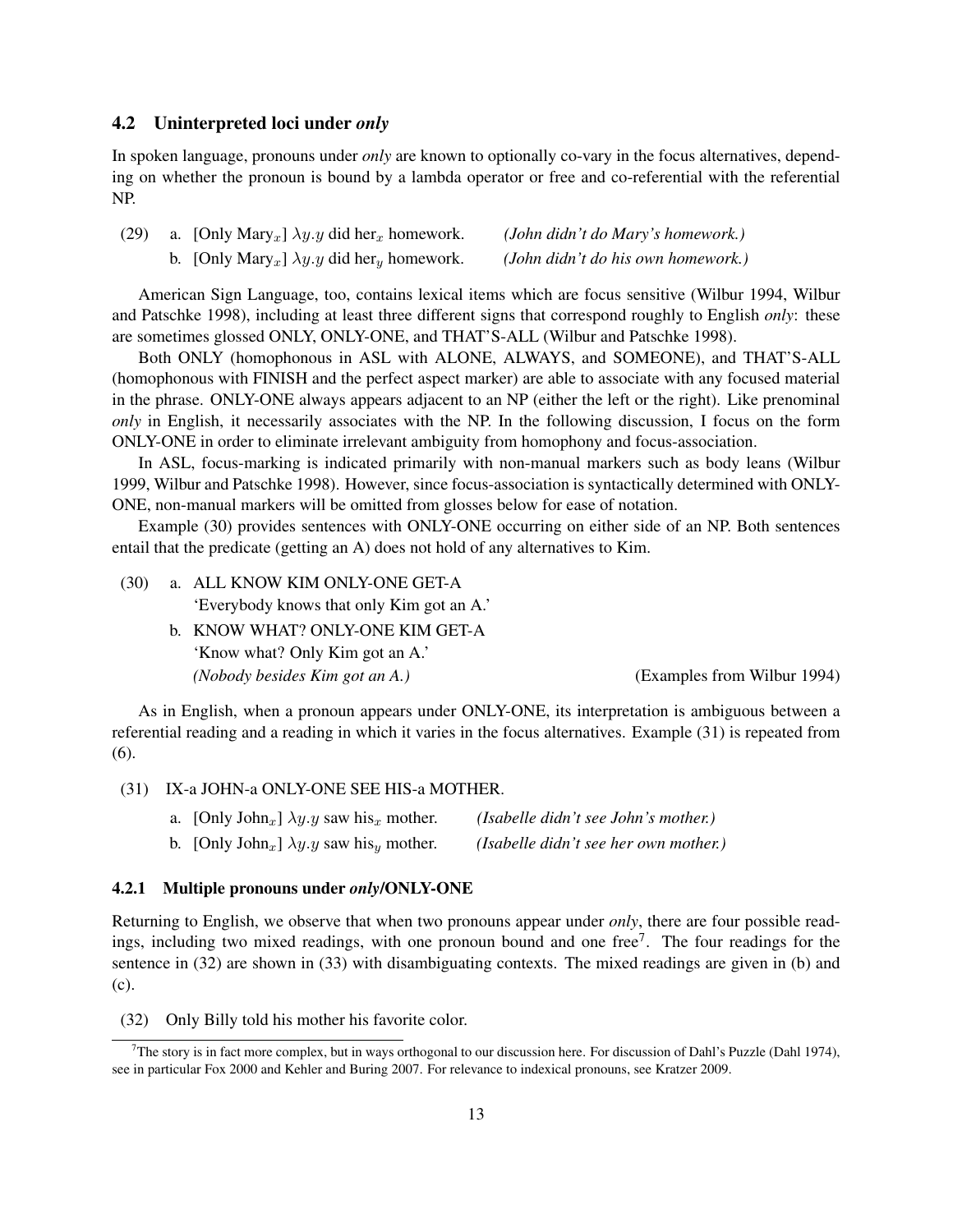### 4.2 Uninterpreted loci under *only*

In spoken language, pronouns under *only* are known to optionally co-vary in the focus alternatives, depending on whether the pronoun is bound by a lambda operator or free and co-referential with the referential NP.

(29) a. [Only Mary$_x$] $\lambda y.y$ did her$_x$ homework. *(John didn't do Mary's homework.)*

b. [Only Mary$_x$] $\lambda y.y$ did her$_y$ homework. *(John didn't do his own homework.)*

American Sign Language, too, contains lexical items which are focus sensitive (Wilbur 1994, Wilbur and Patschke 1998), including at least three different signs that correspond roughly to English *only*: these are sometimes glossed ONLY, ONLY-ONE, and THAT'S-ALL (Wilbur and Patschke 1998).

Both ONLY (homophonous in ASL with ALONE, ALWAYS, and SOMEONE), and THAT'S-ALL (homophonous with FINISH and the perfect aspect marker) are able to associate with any focused material in the phrase. ONLY-ONE always appears adjacent to an NP (either the left or the right). Like prenominal *only* in English, it necessarily associates with the NP. In the following discussion, I focus on the form ONLY-ONE in order to eliminate irrelevant ambiguity from homophony and focus-association.

In ASL, focus-marking is indicated primarily with non-manual markers such as body leans (Wilbur 1999, Wilbur and Patschke 1998). However, since focus-association is syntactically determined with ONLY-ONE, non-manual markers will be omitted from glosses below for ease of notation.

Example (30) provides sentences with ONLY-ONE occurring on either side of an NP. Both sentences entail that the predicate (getting an A) does not hold of any alternatives to Kim.

(30) a. ALL KNOW KIM ONLY-ONE GET-A
'Everybody knows that only Kim got an A.'

b. KNOW WHAT? ONLY-ONE KIM GET-A
'Know what? Only Kim got an A.'
*(Nobody besides Kim got an A.)* (Examples from Wilbur 1994)

As in English, when a pronoun appears under ONLY-ONE, its interpretation is ambiguous between a referential reading and a reading in which it varies in the focus alternatives. Example (31) is repeated from (6).

(31) IX-a JOHN-a ONLY-ONE SEE HIS-a MOTHER.

a. [Only John$_x$] $\lambda y.y$ saw his$_x$ mother. *(Isabelle didn't see John's mother.)*

b. [Only John$_x$] $\lambda y.y$ saw his$_y$ mother. *(Isabelle didn't see her own mother.)*

#### 4.2.1 Multiple pronouns under *only*/ONLY-ONE

Returning to English, we observe that when two pronouns appear under *only*, there are four possible readings, including two mixed readings, with one pronoun bound and one free[7]. The four readings for the sentence in (32) are shown in (33) with disambiguating contexts. The mixed readings are given in (b) and (c).

(32) Only Billy told his mother his favorite color.

[7] The story is in fact more complex, but in ways orthogonal to our discussion here. For discussion of Dahl's Puzzle (Dahl 1974), see in particular Fox 2000 and Kehler and Buring 2007. For relevance to indexical pronouns, see Kratzer 2009.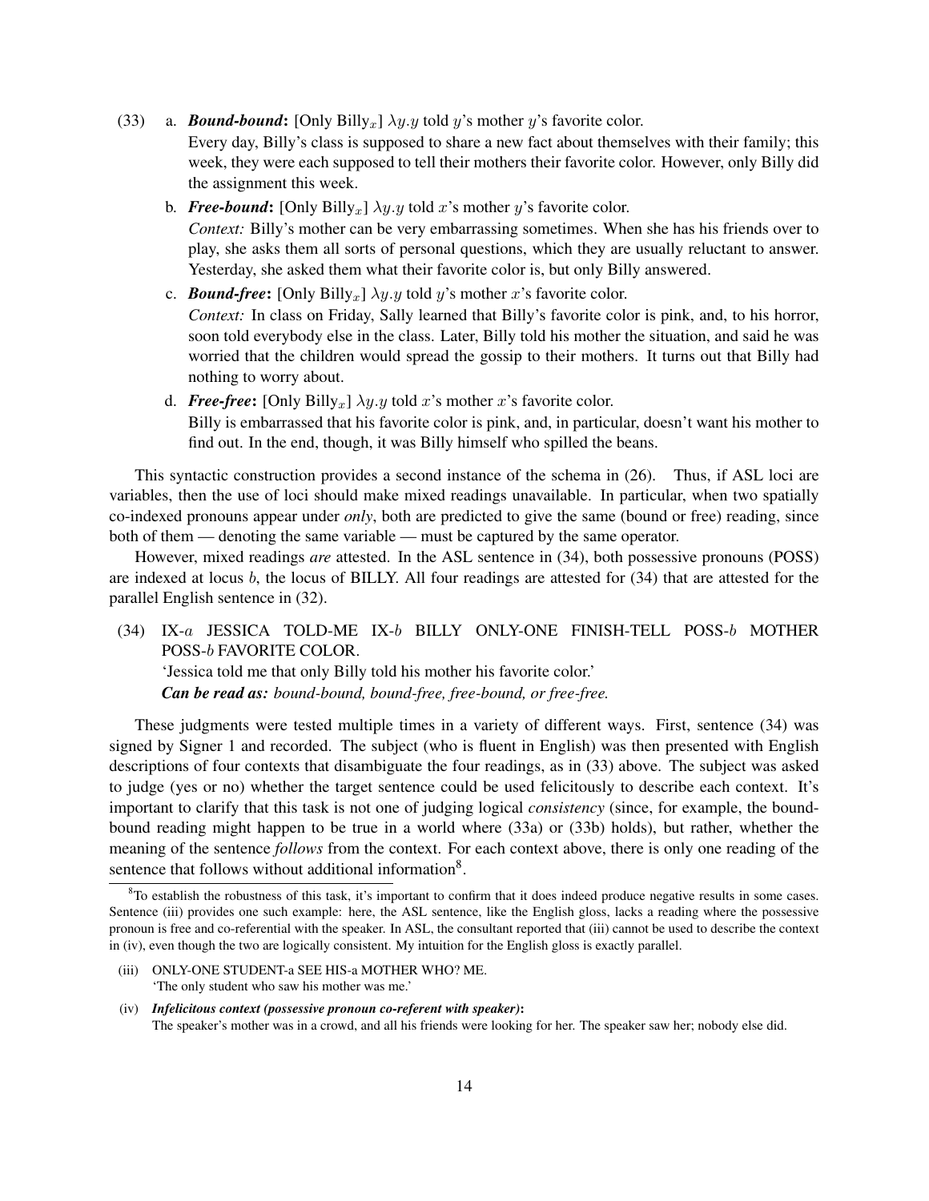(33) a. ***Bound-bound*:** [Only Billy$_x$] $\lambda y.y$ told $y$'s mother $y$'s favorite color.
Every day, Billy's class is supposed to share a new fact about themselves with their family; this week, they were each supposed to tell their mothers their favorite color. However, only Billy did the assignment this week.

b. ***Free-bound*:** [Only Billy$_x$] $\lambda y.y$ told $x$'s mother $y$'s favorite color.
*Context:* Billy's mother can be very embarrassing sometimes. When she has his friends over to play, she asks them all sorts of personal questions, which they are usually reluctant to answer. Yesterday, she asked them what their favorite color is, but only Billy answered.

c. ***Bound-free*:** [Only Billy$_x$] $\lambda y.y$ told $y$'s mother $x$'s favorite color.
*Context:* In class on Friday, Sally learned that Billy's favorite color is pink, and, to his horror, soon told everybody else in the class. Later, Billy told his mother the situation, and said he was worried that the children would spread the gossip to their mothers. It turns out that Billy had nothing to worry about.

d. ***Free-free*:** [Only Billy$_x$] $\lambda y.y$ told $x$'s mother $x$'s favorite color.
Billy is embarrassed that his favorite color is pink, and, in particular, doesn't want his mother to find out. In the end, though, it was Billy himself who spilled the beans.

This syntactic construction provides a second instance of the schema in (26). Thus, if ASL loci are variables, then the use of loci should make mixed readings unavailable. In particular, when two spatially co-indexed pronouns appear under *only*, both are predicted to give the same (bound or free) reading, since both of them — denoting the same variable — must be captured by the same operator.

However, mixed readings *are* attested. In the ASL sentence in (34), both possessive pronouns (POSS) are indexed at locus $b$, the locus of BILLY. All four readings are attested for (34) that are attested for the parallel English sentence in (32).

(34) IX-$a$ JESSICA TOLD-ME IX-$b$ BILLY ONLY-ONE FINISH-TELL POSS-$b$ MOTHER POSS-$b$ FAVORITE COLOR.
'Jessica told me that only Billy told his mother his favorite color.'
***Can be read as:*** *bound-bound, bound-free, free-bound, or free-free.*

These judgments were tested multiple times in a variety of different ways. First, sentence (34) was signed by Signer 1 and recorded. The subject (who is fluent in English) was then presented with English descriptions of four contexts that disambiguate the four readings, as in (33) above. The subject was asked to judge (yes or no) whether the target sentence could be used felicitously to describe each context. It's important to clarify that this task is not one of judging logical *consistency* (since, for example, the bound-bound reading might happen to be true in a world where (33a) or (33b) holds), but rather, whether the meaning of the sentence *follows* from the context. For each context above, there is only one reading of the sentence that follows without additional information[8].

[8] To establish the robustness of this task, it's important to confirm that it does indeed produce negative results in some cases. Sentence (iii) provides one such example: here, the ASL sentence, like the English gloss, lacks a reading where the possessive pronoun is free and co-referential with the speaker. In ASL, the consultant reported that (iii) cannot be used to describe the context in (iv), even though the two are logically consistent. My intuition for the English gloss is exactly parallel.

(iii) ONLY-ONE STUDENT-a SEE HIS-a MOTHER WHO? ME.
'The only student who saw his mother was me.'

(iv) ***Infelicitous context (possessive pronoun co-referent with speaker)*:**
The speaker's mother was in a crowd, and all his friends were looking for her. The speaker saw her; nobody else did.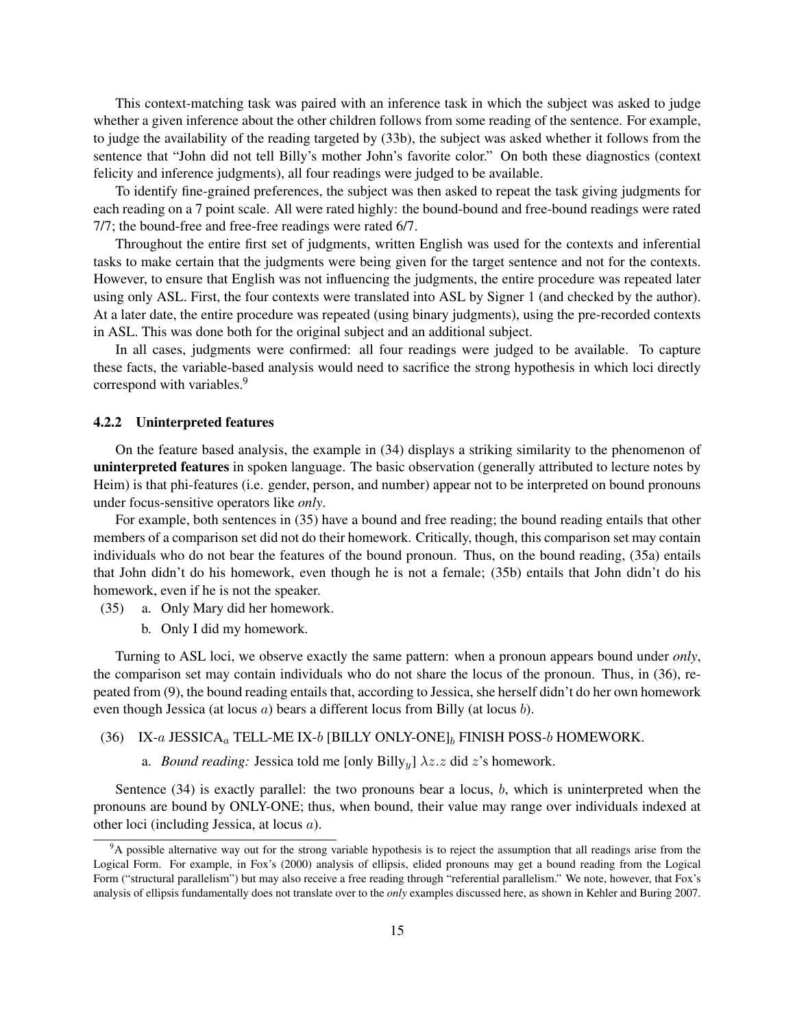This context-matching task was paired with an inference task in which the subject was asked to judge whether a given inference about the other children follows from some reading of the sentence. For example, to judge the availability of the reading targeted by (33b), the subject was asked whether it follows from the sentence that "John did not tell Billy's mother John's favorite color." On both these diagnostics (context felicity and inference judgments), all four readings were judged to be available.

To identify fine-grained preferences, the subject was then asked to repeat the task giving judgments for each reading on a 7 point scale. All were rated highly: the bound-bound and free-bound readings were rated 7/7; the bound-free and free-free readings were rated 6/7.

Throughout the entire first set of judgments, written English was used for the contexts and inferential tasks to make certain that the judgments were being given for the target sentence and not for the contexts. However, to ensure that English was not influencing the judgments, the entire procedure was repeated later using only ASL. First, the four contexts were translated into ASL by Signer 1 (and checked by the author). At a later date, the entire procedure was repeated (using binary judgments), using the pre-recorded contexts in ASL. This was done both for the original subject and an additional subject.

In all cases, judgments were confirmed: all four readings were judged to be available. To capture these facts, the variable-based analysis would need to sacrifice the strong hypothesis in which loci directly correspond with variables.[9]

### 4.2.2 Uninterpreted features

On the feature based analysis, the example in (34) displays a striking similarity to the phenomenon of **uninterpreted features** in spoken language. The basic observation (generally attributed to lecture notes by Heim) is that phi-features (i.e. gender, person, and number) appear not to be interpreted on bound pronouns under focus-sensitive operators like *only*.

For example, both sentences in (35) have a bound and free reading; the bound reading entails that other members of a comparison set did not do their homework. Critically, though, this comparison set may contain individuals who do not bear the features of the bound pronoun. Thus, on the bound reading, (35a) entails that John didn't do his homework, even though he is not a female; (35b) entails that John didn't do his homework, even if he is not the speaker.

(35) a. Only Mary did her homework.

b. Only I did my homework.

Turning to ASL loci, we observe exactly the same pattern: when a pronoun appears bound under *only*, the comparison set may contain individuals who do not share the locus of the pronoun. Thus, in (36), repeated from (9), the bound reading entails that, according to Jessica, she herself didn't do her own homework even though Jessica (at locus $a$) bears a different locus from Billy (at locus $b$).

(36) IX-$a$ JESSICA$_a$ TELL-ME IX-$b$ [BILLY ONLY-ONE]$_b$ FINISH POSS-$b$ HOMEWORK.

a. *Bound reading:* Jessica told me [only Billy$_y$] $\lambda z.z$ did $z$'s homework.

Sentence (34) is exactly parallel: the two pronouns bear a locus, $b$, which is uninterpreted when the pronouns are bound by ONLY-ONE; thus, when bound, their value may range over individuals indexed at other loci (including Jessica, at locus $a$).

[9] A possible alternative way out for the strong variable hypothesis is to reject the assumption that all readings arise from the Logical Form. For example, in Fox's (2000) analysis of ellipsis, elided pronouns may get a bound reading from the Logical Form ("structural parallelism") but may also receive a free reading through "referential parallelism." We note, however, that Fox's analysis of ellipsis fundamentally does not translate over to the *only* examples discussed here, as shown in Kehler and Buring 2007.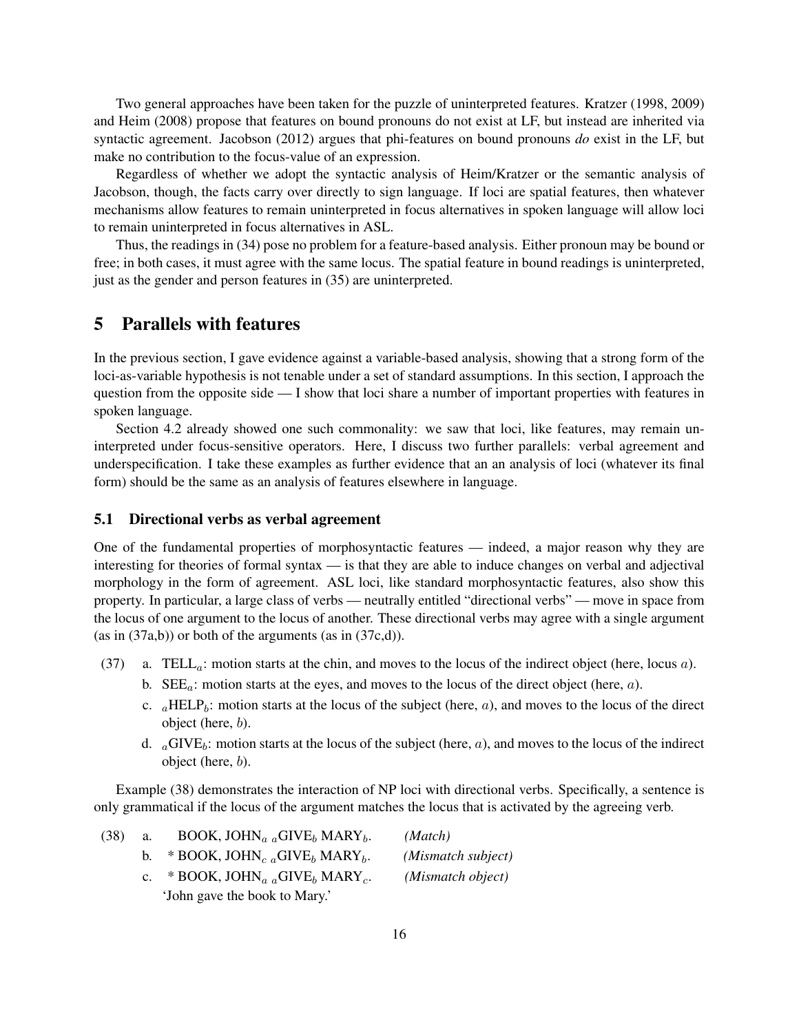Two general approaches have been taken for the puzzle of uninterpreted features. Kratzer (1998, 2009) and Heim (2008) propose that features on bound pronouns do not exist at LF, but instead are inherited via syntactic agreement. Jacobson (2012) argues that phi-features on bound pronouns *do* exist in the LF, but make no contribution to the focus-value of an expression.

Regardless of whether we adopt the syntactic analysis of Heim/Kratzer or the semantic analysis of Jacobson, though, the facts carry over directly to sign language. If loci are spatial features, then whatever mechanisms allow features to remain uninterpreted in focus alternatives in spoken language will allow loci to remain uninterpreted in focus alternatives in ASL.

Thus, the readings in (34) pose no problem for a feature-based analysis. Either pronoun may be bound or free; in both cases, it must agree with the same locus. The spatial feature in bound readings is uninterpreted, just as the gender and person features in (35) are uninterpreted.

## 5 Parallels with features

In the previous section, I gave evidence against a variable-based analysis, showing that a strong form of the loci-as-variable hypothesis is not tenable under a set of standard assumptions. In this section, I approach the question from the opposite side — I show that loci share a number of important properties with features in spoken language.

Section 4.2 already showed one such commonality: we saw that loci, like features, may remain uninterpreted under focus-sensitive operators. Here, I discuss two further parallels: verbal agreement and underspecification. I take these examples as further evidence that an an analysis of loci (whatever its final form) should be the same as an analysis of features elsewhere in language.

### 5.1 Directional verbs as verbal agreement

One of the fundamental properties of morphosyntactic features — indeed, a major reason why they are interesting for theories of formal syntax — is that they are able to induce changes on verbal and adjectival morphology in the form of agreement. ASL loci, like standard morphosyntactic features, also show this property. In particular, a large class of verbs — neutrally entitled "directional verbs" — move in space from the locus of one argument to the locus of another. These directional verbs may agree with a single argument (as in (37a,b)) or both of the arguments (as in (37c,d)).

(37) a. TELL$_a$: motion starts at the chin, and moves to the locus of the indirect object (here, locus $a$).

b. SEE$_a$: motion starts at the eyes, and moves to the locus of the direct object (here, $a$).

c. $_a$HELP$_b$: motion starts at the locus of the subject (here, $a$), and moves to the locus of the direct object (here, $b$).

d. $_a$GIVE$_b$: motion starts at the locus of the subject (here, $a$), and moves to the locus of the indirect object (here, $b$).

Example (38) demonstrates the interaction of NP loci with directional verbs. Specifically, a sentence is only grammatical if the locus of the argument matches the locus that is activated by the agreeing verb.

(38) a. BOOK, JOHN$_a$ $_a$GIVE$_b$ MARY$_b$. *(Match)*

b. * BOOK, JOHN$_c$ $_a$GIVE$_b$ MARY$_b$. *(Mismatch subject)*

c. * BOOK, JOHN$_a$ $_a$GIVE$_b$ MARY$_c$. *(Mismatch object)*

'John gave the book to Mary.'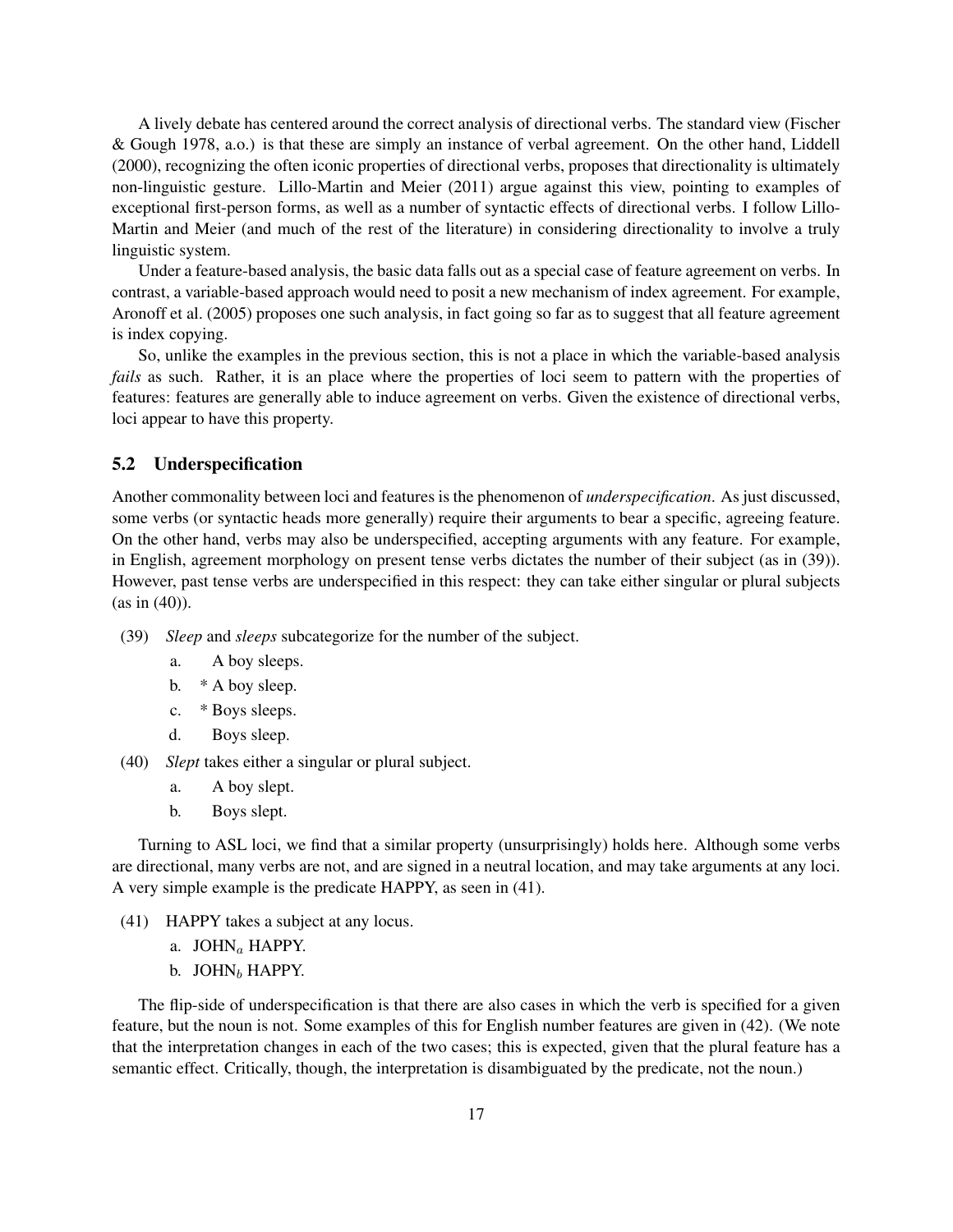A lively debate has centered around the correct analysis of directional verbs. The standard view (Fischer & Gough 1978, a.o.) is that these are simply an instance of verbal agreement. On the other hand, Liddell (2000), recognizing the often iconic properties of directional verbs, proposes that directionality is ultimately non-linguistic gesture. Lillo-Martin and Meier (2011) argue against this view, pointing to examples of exceptional first-person forms, as well as a number of syntactic effects of directional verbs. I follow Lillo-Martin and Meier (and much of the rest of the literature) in considering directionality to involve a truly linguistic system.

Under a feature-based analysis, the basic data falls out as a special case of feature agreement on verbs. In contrast, a variable-based approach would need to posit a new mechanism of index agreement. For example, Aronoff et al. (2005) proposes one such analysis, in fact going so far as to suggest that all feature agreement is index copying.

So, unlike the examples in the previous section, this is not a place in which the variable-based analysis *fails* as such. Rather, it is an place where the properties of loci seem to pattern with the properties of features: features are generally able to induce agreement on verbs. Given the existence of directional verbs, loci appear to have this property.

## 5.2 Underspecification

Another commonality between loci and features is the phenomenon of *underspecification*. As just discussed, some verbs (or syntactic heads more generally) require their arguments to bear a specific, agreeing feature. On the other hand, verbs may also be underspecified, accepting arguments with any feature. For example, in English, agreement morphology on present tense verbs dictates the number of their subject (as in (39)). However, past tense verbs are underspecified in this respect: they can take either singular or plural subjects (as in (40)).

(39) *Sleep* and *sleeps* subcategorize for the number of the subject.

a. A boy sleeps.

b. * A boy sleep.

c. * Boys sleeps.

d. Boys sleep.

(40) *Slept* takes either a singular or plural subject.

a. A boy slept.

b. Boys slept.

Turning to ASL loci, we find that a similar property (unsurprisingly) holds here. Although some verbs are directional, many verbs are not, and are signed in a neutral location, and may take arguments at any loci. A very simple example is the predicate HAPPY, as seen in (41).

(41) HAPPY takes a subject at any locus.

a. JOHN$_a$ HAPPY.

b. JOHN$_b$ HAPPY.

The flip-side of underspecification is that there are also cases in which the verb is specified for a given feature, but the noun is not. Some examples of this for English number features are given in (42). (We note that the interpretation changes in each of the two cases; this is expected, given that the plural feature has a semantic effect. Critically, though, the interpretation is disambiguated by the predicate, not the noun.)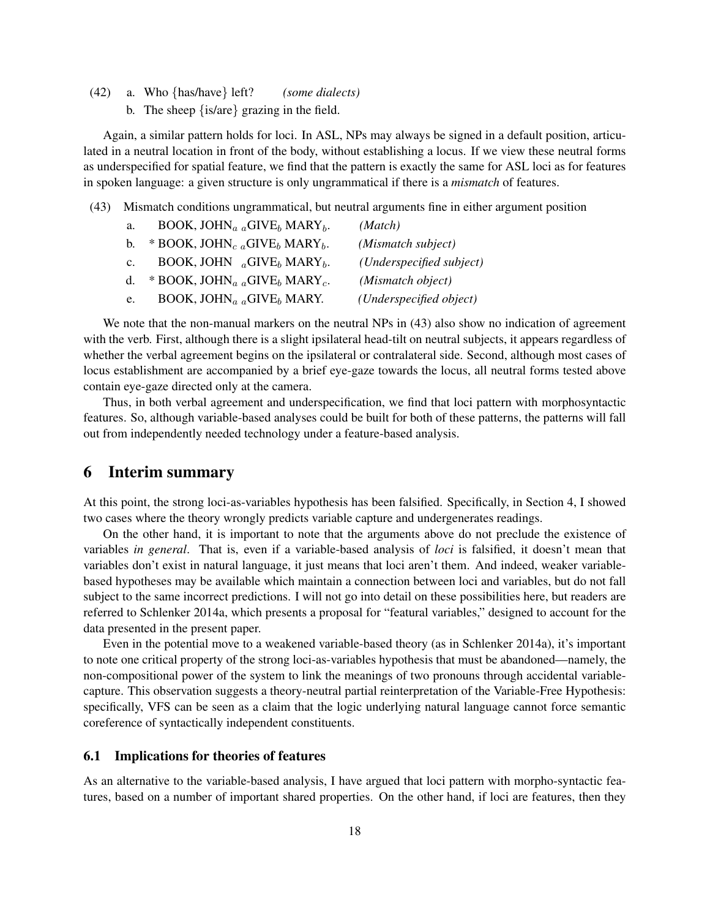(42) a. Who {has/have} left? *(some dialects)*

b. The sheep {is/are} grazing in the field.

Again, a similar pattern holds for loci. In ASL, NPs may always be signed in a default position, articulated in a neutral location in front of the body, without establishing a locus. If we view these neutral forms as underspecified for spatial feature, we find that the pattern is exactly the same for ASL loci as for features in spoken language: a given structure is only ungrammatical if there is a *mismatch* of features.

(43) Mismatch conditions ungrammatical, but neutral arguments fine in either argument position

a. BOOK, JOHN$_a$ $_a$GIVE$_b$ MARY$_b$. *(Match)*

b. * BOOK, JOHN$_c$ $_a$GIVE$_b$ MARY$_b$. *(Mismatch subject)*

c. BOOK, JOHN $_a$GIVE$_b$ MARY$_b$. *(Underspecified subject)*

d. * BOOK, JOHN$_a$ $_a$GIVE$_b$ MARY$_c$. *(Mismatch object)*

e. BOOK, JOHN$_a$ $_a$GIVE$_b$ MARY. *(Underspecified object)*

We note that the non-manual markers on the neutral NPs in (43) also show no indication of agreement with the verb. First, although there is a slight ipsilateral head-tilt on neutral subjects, it appears regardless of whether the verbal agreement begins on the ipsilateral or contralateral side. Second, although most cases of locus establishment are accompanied by a brief eye-gaze towards the locus, all neutral forms tested above contain eye-gaze directed only at the camera.

Thus, in both verbal agreement and underspecification, we find that loci pattern with morphosyntactic features. So, although variable-based analyses could be built for both of these patterns, the patterns will fall out from independently needed technology under a feature-based analysis.

# 6 Interim summary

At this point, the strong loci-as-variables hypothesis has been falsified. Specifically, in Section 4, I showed two cases where the theory wrongly predicts variable capture and undergenerates readings.

On the other hand, it is important to note that the arguments above do not preclude the existence of variables *in general*. That is, even if a variable-based analysis of *loci* is falsified, it doesn't mean that variables don't exist in natural language, it just means that loci aren't them. And indeed, weaker variable-based hypotheses may be available which maintain a connection between loci and variables, but do not fall subject to the same incorrect predictions. I will not go into detail on these possibilities here, but readers are referred to Schlenker 2014a, which presents a proposal for "featural variables," designed to account for the data presented in the present paper.

Even in the potential move to a weakened variable-based theory (as in Schlenker 2014a), it's important to note one critical property of the strong loci-as-variables hypothesis that must be abandoned—namely, the non-compositional power of the system to link the meanings of two pronouns through accidental variable-capture. This observation suggests a theory-neutral partial reinterpretation of the Variable-Free Hypothesis: specifically, VFS can be seen as a claim that the logic underlying natural language cannot force semantic coreference of syntactically independent constituents.

## 6.1 Implications for theories of features

As an alternative to the variable-based analysis, I have argued that loci pattern with morpho-syntactic features, based on a number of important shared properties. On the other hand, if loci are features, then they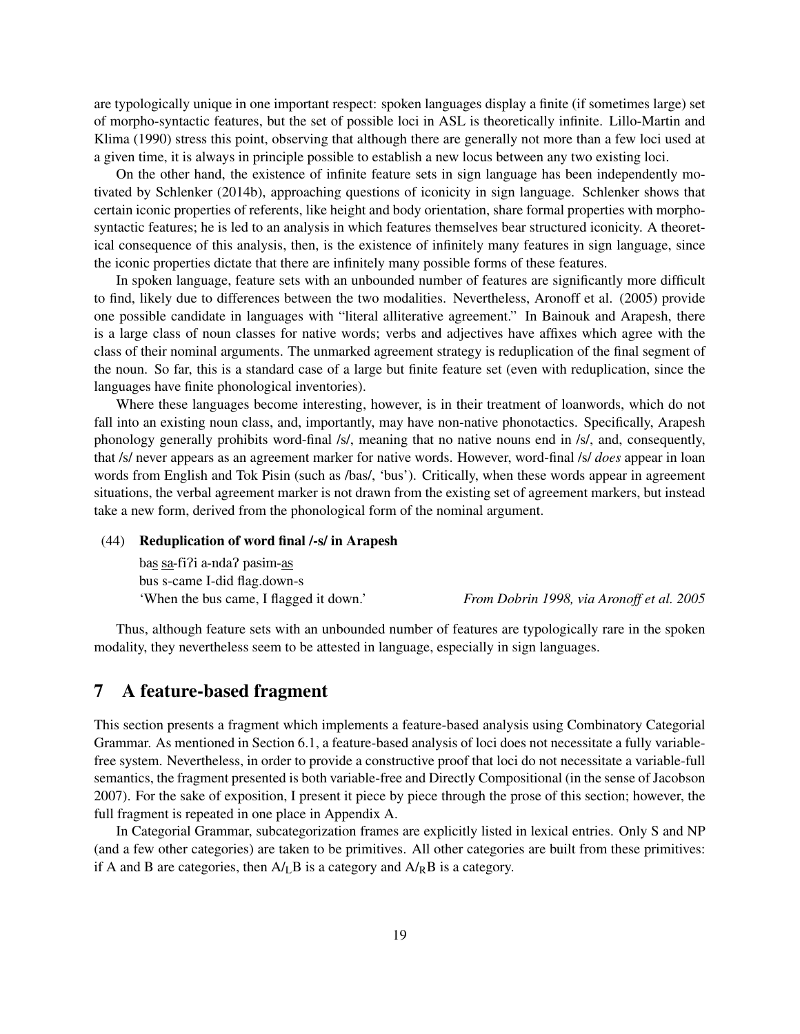are typologically unique in one important respect: spoken languages display a finite (if sometimes large) set of morpho-syntactic features, but the set of possible loci in ASL is theoretically infinite. Lillo-Martin and Klima (1990) stress this point, observing that although there are generally not more than a few loci used at a given time, it is always in principle possible to establish a new locus between any two existing loci.

On the other hand, the existence of infinite feature sets in sign language has been independently motivated by Schlenker (2014b), approaching questions of iconicity in sign language. Schlenker shows that certain iconic properties of referents, like height and body orientation, share formal properties with morpho-syntactic features; he is led to an analysis in which features themselves bear structured iconicity. A theoretical consequence of this analysis, then, is the existence of infinitely many features in sign language, since the iconic properties dictate that there are infinitely many possible forms of these features.

In spoken language, feature sets with an unbounded number of features are significantly more difficult to find, likely due to differences between the two modalities. Nevertheless, Aronoff et al. (2005) provide one possible candidate in languages with "literal alliterative agreement." In Bainouk and Arapesh, there is a large class of noun classes for native words; verbs and adjectives have affixes which agree with the class of their nominal arguments. The unmarked agreement strategy is reduplication of the final segment of the noun. So far, this is a standard case of a large but finite feature set (even with reduplication, since the languages have finite phonological inventories).

Where these languages become interesting, however, is in their treatment of loanwords, which do not fall into an existing noun class, and, importantly, may have non-native phonotactics. Specifically, Arapesh phonology generally prohibits word-final /s/, meaning that no native nouns end in /s/, and, consequently, that /s/ never appears as an agreement marker for native words. However, word-final /s/ *does* appear in loan words from English and Tok Pisin (such as /bas/, 'bus'). Critically, when these words appear in agreement situations, the verbal agreement marker is not drawn from the existing set of agreement markers, but instead take a new form, derived from the phonological form of the nominal argument.

(44) **Reduplication of word final /-s/ in Arapesh**

bas sa-fiʔi a-ndaʔ pasim-as
bus s-came I-did flag.down-s
'When the bus came, I flagged it down.' *From Dobrin 1998, via Aronoff et al. 2005*

Thus, although feature sets with an unbounded number of features are typologically rare in the spoken modality, they nevertheless seem to be attested in language, especially in sign languages.

## 7 A feature-based fragment

This section presents a fragment which implements a feature-based analysis using Combinatory Categorial Grammar. As mentioned in Section 6.1, a feature-based analysis of loci does not necessitate a fully variable-free system. Nevertheless, in order to provide a constructive proof that loci do not necessitate a variable-full semantics, the fragment presented is both variable-free and Directly Compositional (in the sense of Jacobson 2007). For the sake of exposition, I present it piece by piece through the prose of this section; however, the full fragment is repeated in one place in Appendix A.

In Categorial Grammar, subcategorization frames are explicitly listed in lexical entries. Only S and NP (and a few other categories) are taken to be primitives. All other categories are built from these primitives: if A and B are categories, then $A/_L B$ is a category and $A/_R B$ is a category.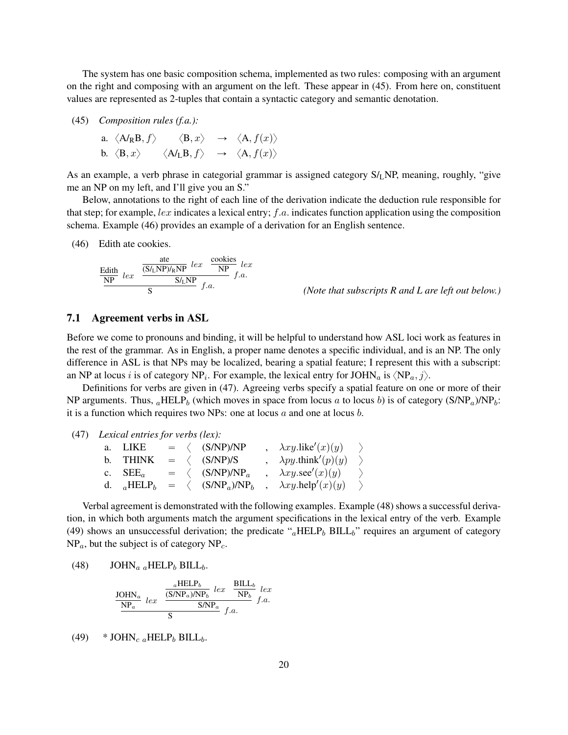The system has one basic composition schema, implemented as two rules: composing with an argument on the right and composing with an argument on the left. These appear in (45). From here on, constituent values are represented as 2-tuples that contain a syntactic category and semantic denotation.

(45) *Composition rules (f.a.):*

a. $\langle \text{A/}_\text{R}\text{B}, f \rangle \quad \langle \text{B}, x \rangle \quad \rightarrow \quad \langle \text{A}, f(x) \rangle$

b. $\langle \text{B}, x \rangle \quad \langle \text{A/}_\text{L}\text{B}, f \rangle \quad \rightarrow \quad \langle \text{A}, f(x) \rangle$

As an example, a verb phrase in categorial grammar is assigned category $\text{S/}_\text{L}\text{NP}$, meaning, roughly, "give me an NP on my left, and I'll give you an S."

Below, annotations to the right of each line of the derivation indicate the deduction rule responsible for that step; for example, $lex$ indicates a lexical entry; $f.a.$ indicates function application using the composition schema. Example (46) provides an example of a derivation for an English sentence.

(46) Edith ate cookies.

$$\dfrac{\dfrac{\text{Edith}}{\text{NP}}\ lex \qquad \dfrac{\dfrac{\text{ate}}{(\text{S/}_\text{L}\text{NP})\text{/}_\text{R}\text{NP}}\ lex \quad \dfrac{\text{cookies}}{\text{NP}}\ lex}{\text{S/}_\text{L}\text{NP}}\ f.a.}{\text{S}}\ f.a.$$

*(Note that subscripts R and L are left out below.)*

## 7.1 Agreement verbs in ASL

Before we come to pronouns and binding, it will be helpful to understand how ASL loci work as features in the rest of the grammar. As in English, a proper name denotes a specific individual, and is an NP. The only difference in ASL is that NPs may be localized, bearing a spatial feature; I represent this with a subscript: an NP at locus $i$ is of category $\text{NP}_i$. For example, the lexical entry for $\text{JOHN}_a$ is $\langle \text{NP}_a, j \rangle$.

Definitions for verbs are given in (47). Agreeing verbs specify a spatial feature on one or more of their NP arguments. Thus, ${}_a\text{HELP}_b$ (which moves in space from locus $a$ to locus $b$) is of category $(\text{S/NP}_a)\text{/NP}_b$: it is a function which requires two NPs: one at locus $a$ and one at locus $b$.

(47) *Lexical entries for verbs (lex):*

a. $\text{LIKE} \;=\; \langle \; (\text{S/NP})\text{/NP} \;,\; \lambda xy.\text{like}'(x)(y) \; \rangle$

b. $\text{THINK} \;=\; \langle \; (\text{S/NP})\text{/S} \;,\; \lambda py.\text{think}'(p)(y) \; \rangle$

c. $\text{SEE}_a \;=\; \langle \; (\text{S/NP})\text{/NP}_a \;,\; \lambda xy.\text{see}'(x)(y) \; \rangle$

d. ${}_a\text{HELP}_b \;=\; \langle \; (\text{S/NP}_a)\text{/NP}_b \;,\; \lambda xy.\text{help}'(x)(y) \; \rangle$

Verbal agreement is demonstrated with the following examples. Example (48) shows a successful derivation, in which both arguments match the argument specifications in the lexical entry of the verb. Example (49) shows an unsuccessful derivation; the predicate "${}_a\text{HELP}_b$ $\text{BILL}_b$" requires an argument of category $\text{NP}_a$, but the subject is of category $\text{NP}_c$.

(48) $\text{JOHN}_a$ ${}_a\text{HELP}_b$ $\text{BILL}_b$.

$$\dfrac{\dfrac{\text{JOHN}_a}{\text{NP}_a}\ lex \qquad \dfrac{\dfrac{{}_a\text{HELP}_b}{(\text{S/NP}_a)\text{/NP}_b}\ lex \quad \dfrac{\text{BILL}_b}{\text{NP}_b}\ lex}{\text{S/NP}_a}\ f.a.}{\text{S}}\ f.a.$$

(49) * $\text{JOHN}_c$ ${}_a\text{HELP}_b$ $\text{BILL}_b$.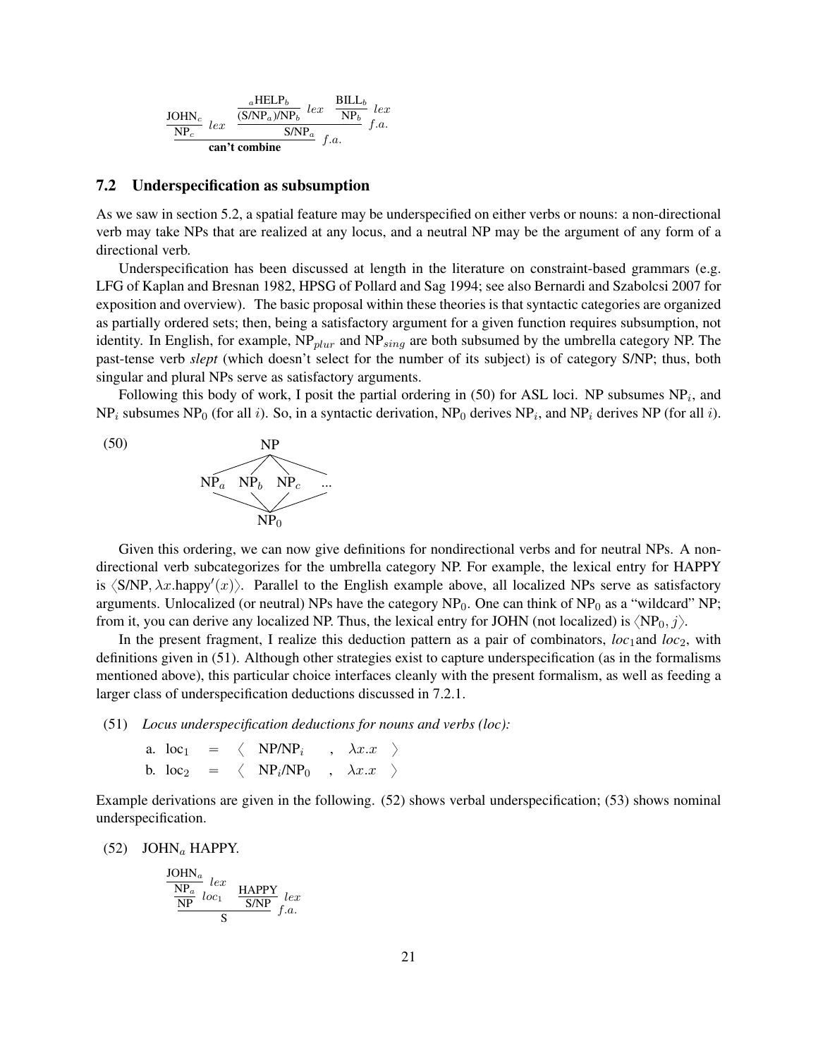$$\cfrac{\cfrac{\text{JOHN}_c}{\text{NP}_c}\ lex \quad \cfrac{\cfrac{{}_a\text{HELP}_b}{(\text{S/NP}_a)/\text{NP}_b}\ lex \quad \cfrac{\text{BILL}_b}{\text{NP}_b}\ lex}{\text{S/NP}_a}\ f.a.}{\textbf{can't combine}}$$

## 7.2 Underspecification as subsumption

As we saw in section 5.2, a spatial feature may be underspecified on either verbs or nouns: a non-directional verb may take NPs that are realized at any locus, and a neutral NP may be the argument of any form of a directional verb.

Underspecification has been discussed at length in the literature on constraint-based grammars (e.g. LFG of Kaplan and Bresnan 1982, HPSG of Pollard and Sag 1994; see also Bernardi and Szabolcsi 2007 for exposition and overview). The basic proposal within these theories is that syntactic categories are organized as partially ordered sets; then, being a satisfactory argument for a given function requires subsumption, not identity. In English, for example, $\text{NP}_{plur}$ and $\text{NP}_{sing}$ are both subsumed by the umbrella category NP. The past-tense verb *slept* (which doesn't select for the number of its subject) is of category S/NP; thus, both singular and plural NPs serve as satisfactory arguments.

Following this body of work, I posit the partial ordering in (50) for ASL loci. NP subsumes $\text{NP}_i$, and $\text{NP}_i$ subsumes $\text{NP}_0$ (for all $i$). So, in a syntactic derivation, $\text{NP}_0$ derives $\text{NP}_i$, and $\text{NP}_i$ derives NP (for all $i$).

(50)

NP

$\text{NP}_a$ $\text{NP}_b$ $\text{NP}_c$ ...

$\text{NP}_0$

Given this ordering, we can now give definitions for nondirectional verbs and for neutral NPs. A nondirectional verb subcategorizes for the umbrella category NP. For example, the lexical entry for HAPPY is $\langle \text{S/NP}, \lambda x.\text{happy}'(x)\rangle$. Parallel to the English example above, all localized NPs serve as satisfactory arguments. Unlocalized (or neutral) NPs have the category $\text{NP}_0$. One can think of $\text{NP}_0$ as a "wildcard" NP; from it, you can derive any localized NP. Thus, the lexical entry for JOHN (not localized) is $\langle \text{NP}_0, j\rangle$.

In the present fragment, I realize this deduction pattern as a pair of combinators, $loc_1$and $loc_2$, with definitions given in (51). Although other strategies exist to capture underspecification (as in the formalisms mentioned above), this particular choice interfaces cleanly with the present formalism, as well as feeding a larger class of underspecification deductions discussed in 7.2.1.

(51) *Locus underspecification deductions for nouns and verbs (loc):*

a. $\text{loc}_1 \ = \ \langle \ \text{NP/NP}_i \ , \ \lambda x.x \ \rangle$

b. $\text{loc}_2 \ = \ \langle \ \text{NP}_i/\text{NP}_0 \ , \ \lambda x.x \ \rangle$

Example derivations are given in the following. (52) shows verbal underspecification; (53) shows nominal underspecification.

(52) $\text{JOHN}_a$ HAPPY.

$$\cfrac{\cfrac{\cfrac{\text{JOHN}_a}{\text{NP}_a}\ lex}{\text{NP}}\ loc_1 \quad \cfrac{\text{HAPPY}}{\text{S/NP}}\ lex}{\text{S}}\ f.a.$$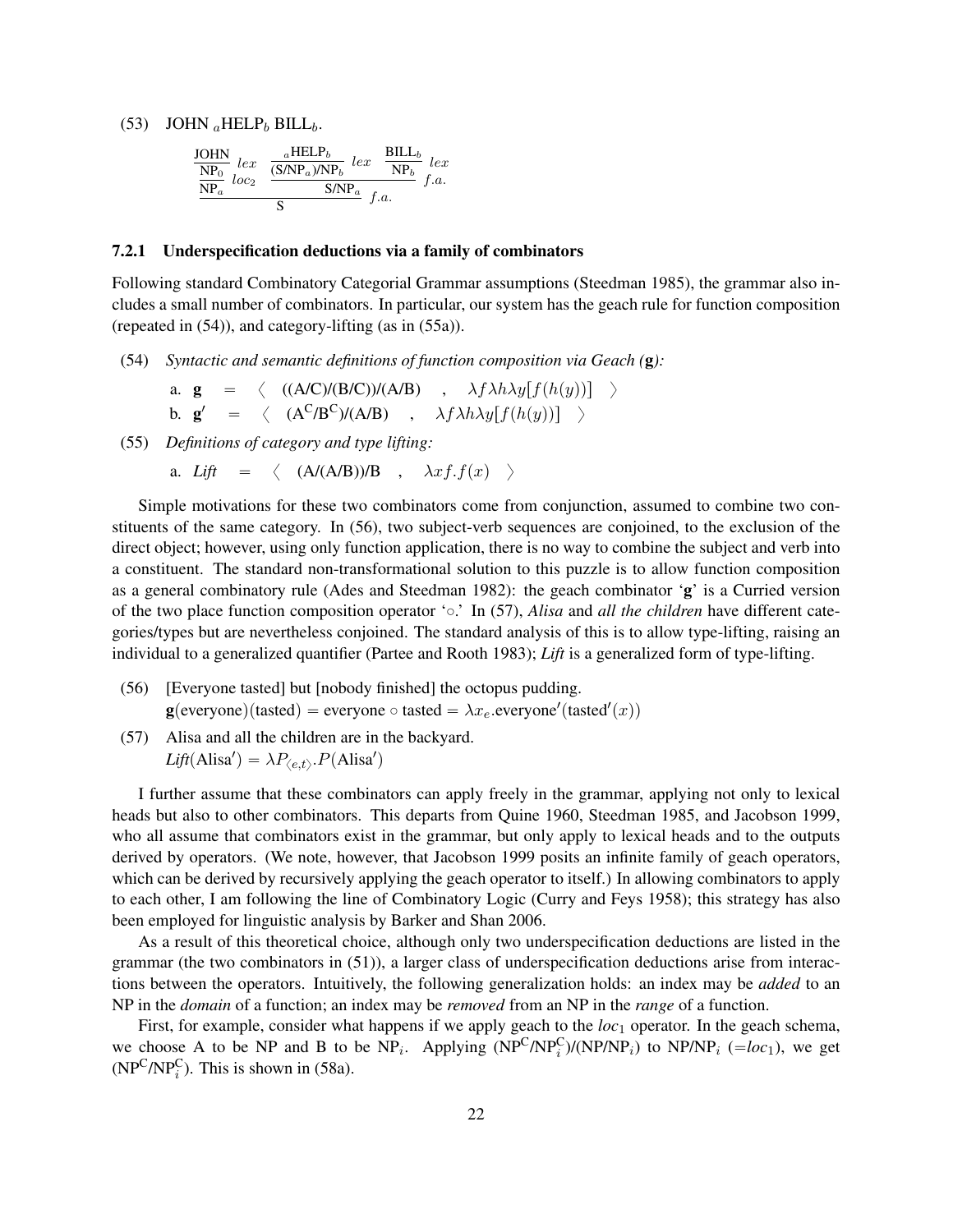(53) JOHN ${}_a$HELP$_b$ BILL$_b$.

$$
\dfrac{\dfrac{\dfrac{\text{JOHN}}{\text{NP}_0}\,lex}{\text{NP}_a}\,loc_2 \qquad \dfrac{\dfrac{{}_a\text{HELP}_b}{(\text{S/NP}_a)/\text{NP}_b}\,lex \quad \dfrac{\text{BILL}_b}{\text{NP}_b}\,lex}{\text{S/NP}_a}\,f.a.}{\text{S}}\,f.a.
$$

### 7.2.1 Underspecification deductions via a family of combinators

Following standard Combinatory Categorial Grammar assumptions (Steedman 1985), the grammar also includes a small number of combinators. In particular, our system has the geach rule for function composition (repeated in (54)), and category-lifting (as in (55a)).

(54) *Syntactic and semantic definitions of function composition via Geach* (**g**)*:*

a. $\mathbf{g} \;=\; \langle \;\; ((\text{A/C})/(\text{B/C}))/(\text{A/B}) \;\;,\;\; \lambda f \lambda h \lambda y[f(h(y))] \;\; \rangle$

b. $\mathbf{g}' \;=\; \langle \;\; (\text{A}^{\text{C}}/\text{B}^{\text{C}})/(\text{A/B}) \;\;,\;\; \lambda f \lambda h \lambda y[f(h(y))] \;\; \rangle$

(55) *Definitions of category and type lifting:*

a. *Lift* $= \langle \;\; (\text{A}/(\text{A/B}))/\text{B} \;\;,\;\; \lambda x f.f(x) \;\; \rangle$

Simple motivations for these two combinators come from conjunction, assumed to combine two constituents of the same category. In (56), two subject-verb sequences are conjoined, to the exclusion of the direct object; however, using only function application, there is no way to combine the subject and verb into a constituent. The standard non-transformational solution to this puzzle is to allow function composition as a general combinatory rule (Ades and Steedman 1982): the geach combinator '**g**' is a Curried version of the two place function composition operator '$\circ$.' In (57), *Alisa* and *all the children* have different categories/types but are nevertheless conjoined. The standard analysis of this is to allow type-lifting, raising an individual to a generalized quantifier (Partee and Rooth 1983); *Lift* is a generalized form of type-lifting.

(56) [Everyone tasted] but [nobody finished] the octopus pudding.
$\mathbf{g}(\text{everyone})(\text{tasted}) = \text{everyone} \circ \text{tasted} = \lambda x_e.\text{everyone}'(\text{tasted}'(x))$

(57) Alisa and all the children are in the backyard.
*Lift*$(\text{Alisa}') = \lambda P_{\langle e,t \rangle}.P(\text{Alisa}')$

I further assume that these combinators can apply freely in the grammar, applying not only to lexical heads but also to other combinators. This departs from Quine 1960, Steedman 1985, and Jacobson 1999, who all assume that combinators exist in the grammar, but only apply to lexical heads and to the outputs derived by operators. (We note, however, that Jacobson 1999 posits an infinite family of geach operators, which can be derived by recursively applying the geach operator to itself.) In allowing combinators to apply to each other, I am following the line of Combinatory Logic (Curry and Feys 1958); this strategy has also been employed for linguistic analysis by Barker and Shan 2006.

As a result of this theoretical choice, although only two underspecification deductions are listed in the grammar (the two combinators in (51)), a larger class of underspecification deductions arise from interactions between the operators. Intuitively, the following generalization holds: an index may be *added* to an NP in the *domain* of a function; an index may be *removed* from an NP in the *range* of a function.

First, for example, consider what happens if we apply geach to the $loc_1$ operator. In the geach schema, we choose A to be NP and B to be NP$_i$. Applying $(\text{NP}^{\text{C}}/\text{NP}_i^{\text{C}})/(\text{NP}/\text{NP}_i)$ to NP/NP$_i$ (=$loc_1$), we get $(\text{NP}^{\text{C}}/\text{NP}_i^{\text{C}})$. This is shown in (58a).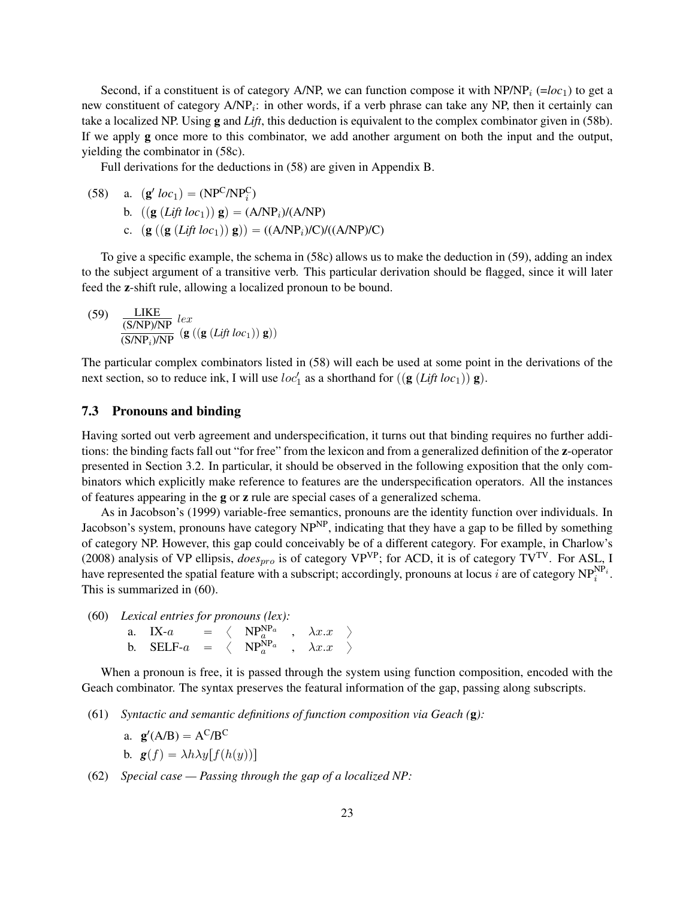Second, if a constituent is of category A/NP, we can function compose it with NP/NP$_i$ (=$loc_1$) to get a new constituent of category A/NP$_i$: in other words, if a verb phrase can take any NP, then it certainly can take a localized NP. Using **g** and *Lift*, this deduction is equivalent to the complex combinator given in (58b). If we apply **g** once more to this combinator, we add another argument on both the input and the output, yielding the combinator in (58c).

Full derivations for the deductions in (58) are given in Appendix B.

(58)
a. $(\mathbf{g}'\ loc_1) = (\text{NP}^{\text{C}}/\text{NP}_i^{\text{C}})$
b. $((\mathbf{g}\ (\textit{Lift}\ loc_1))\ \mathbf{g}) = (\text{A/NP}_i)/(\text{A/NP})$
c. $(\mathbf{g}\ ((\mathbf{g}\ (\textit{Lift}\ loc_1))\ \mathbf{g})) = ((\text{A/NP}_i)/\text{C})/((\text{A/NP})/\text{C})$

To give a specific example, the schema in (58c) allows us to make the deduction in (59), adding an index to the subject argument of a transitive verb. This particular derivation should be flagged, since it will later feed the **z**-shift rule, allowing a localized pronoun to be bound.

(59)
$$\cfrac{\cfrac{\text{LIKE}}{\text{(S/NP)/NP}}\ lex}{\text{(S/NP}_i\text{)/NP}}\ (\mathbf{g}\ ((\mathbf{g}\ (\textit{Lift}\ loc_1))\ \mathbf{g}))$$

The particular complex combinators listed in (58) will each be used at some point in the derivations of the next section, so to reduce ink, I will use $loc_1'$ as a shorthand for $((\mathbf{g}\ (\textit{Lift}\ loc_1))\ \mathbf{g})$.

## 7.3 Pronouns and binding

Having sorted out verb agreement and underspecification, it turns out that binding requires no further additions: the binding facts fall out "for free" from the lexicon and from a generalized definition of the **z**-operator presented in Section 3.2. In particular, it should be observed in the following exposition that the only combinators which explicitly make reference to features are the underspecification operators. All the instances of features appearing in the **g** or **z** rule are special cases of a generalized schema.

As in Jacobson's (1999) variable-free semantics, pronouns are the identity function over individuals. In Jacobson's system, pronouns have category NP$^{\text{NP}}$, indicating that they have a gap to be filled by something of category NP. However, this gap could conceivably be of a different category. For example, in Charlow's (2008) analysis of VP ellipsis, *does*$_{pro}$ is of category VP$^{\text{VP}}$; for ACD, it is of category TV$^{\text{TV}}$. For ASL, I have represented the spatial feature with a subscript; accordingly, pronouns at locus $i$ are of category NP$_i^{\text{NP}_i}$. This is summarized in (60).

(60) *Lexical entries for pronouns (lex):*
a. IX-$a$ $= \langle\ \text{NP}_a^{\text{NP}_a}\ ,\ \lambda x.x\ \rangle$
b. SELF-$a$ $= \langle\ \text{NP}_a^{\text{NP}_a}\ ,\ \lambda x.x\ \rangle$

When a pronoun is free, it is passed through the system using function composition, encoded with the Geach combinator. The syntax preserves the featural information of the gap, passing along subscripts.

(61) *Syntactic and semantic definitions of function composition via Geach (**g**):*
a. $\mathbf{g}'(\text{A/B}) = \text{A}^{\text{C}}/\text{B}^{\text{C}}$
b. $\boldsymbol{g}(f) = \lambda h \lambda y[f(h(y))]$

(62) *Special case — Passing through the gap of a localized NP:*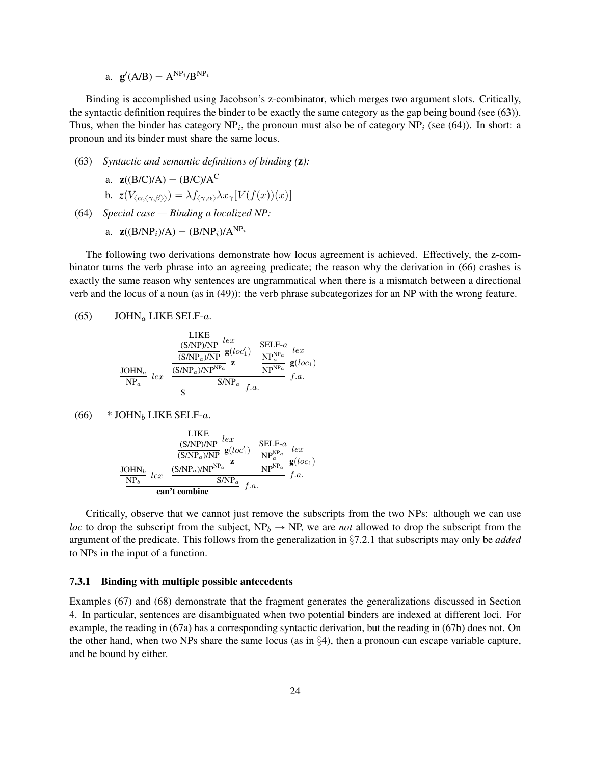a. $\mathbf{g}'(\mathrm{A/B}) = \mathrm{A}^{\mathrm{NP}_i}/\mathrm{B}^{\mathrm{NP}_i}$

Binding is accomplished using Jacobson's z-combinator, which merges two argument slots. Critically, the syntactic definition requires the binder to be exactly the same category as the gap being bound (see (63)). Thus, when the binder has category $\mathrm{NP}_i$, the pronoun must also be of category $\mathrm{NP}_i$ (see (64)). In short: a pronoun and its binder must share the same locus.

(63) *Syntactic and semantic definitions of binding (**z**):*

a. $\mathbf{z}((\mathrm{B/C})/\mathrm{A}) = (\mathrm{B/C})/\mathrm{A}^{\mathrm{C}}$

b. $z(V_{\langle\alpha,\langle\gamma,\beta\rangle\rangle}) = \lambda f_{\langle\gamma,\alpha\rangle}\lambda x_\gamma[V(f(x))(x)]$

(64) *Special case — Binding a localized NP:*

a. $\mathbf{z}((\mathrm{B/NP}_i)/\mathrm{A}) = (\mathrm{B/NP}_i)/\mathrm{A}^{\mathrm{NP}_i}$

The following two derivations demonstrate how locus agreement is achieved. Effectively, the z-combinator turns the verb phrase into an agreeing predicate; the reason why the derivation in (66) crashes is exactly the same reason why sentences are ungrammatical when there is a mismatch between a directional verb and the locus of a noun (as in (49)): the verb phrase subcategorizes for an NP with the wrong feature.

(65) $\mathrm{JOHN}_a$ LIKE SELF-$a$.

$$
\dfrac{\dfrac{\mathrm{JOHN}_a}{\mathrm{NP}_a}\ lex \qquad \dfrac{\dfrac{\dfrac{\dfrac{\mathrm{LIKE}}{\mathrm{(S/NP)/NP}}\ lex}{\mathrm{(S/NP_a)/NP}}\ \mathbf{g}(loc_1')}{\mathrm{(S/NP_a)/NP^{NP_a}}}\ \mathbf{z} \qquad \dfrac{\dfrac{\mathrm{SELF}\text{-}a}{\mathrm{NP}_a^{\mathrm{NP}_a}}\ lex}{\mathrm{NP^{NP_a}}}\ \mathbf{g}(loc_1)}{\mathrm{S/NP}_a}\ f.a.}{\mathrm{S}}\ f.a.
$$

(66) * $\mathrm{JOHN}_b$ LIKE SELF-$a$.

$$
\dfrac{\dfrac{\mathrm{JOHN}_b}{\mathrm{NP}_b}\ lex \qquad \dfrac{\dfrac{\dfrac{\dfrac{\mathrm{LIKE}}{\mathrm{(S/NP)/NP}}\ lex}{\mathrm{(S/NP_a)/NP}}\ \mathbf{g}(loc_1')}{\mathrm{(S/NP_a)/NP^{NP_a}}}\ \mathbf{z} \qquad \dfrac{\dfrac{\mathrm{SELF}\text{-}a}{\mathrm{NP}_a^{\mathrm{NP}_a}}\ lex}{\mathrm{NP^{NP_a}}}\ \mathbf{g}(loc_1)}{\mathrm{S/NP}_a}\ f.a.}{\textbf{can't combine}}
$$

Critically, observe that we cannot just remove the subscripts from the two NPs: although we can use *loc* to drop the subscript from the subject, $\mathrm{NP}_b \rightarrow \mathrm{NP}$, we are *not* allowed to drop the subscript from the argument of the predicate. This follows from the generalization in §7.2.1 that subscripts may only be *added* to NPs in the input of a function.

### 7.3.1 Binding with multiple possible antecedents

Examples (67) and (68) demonstrate that the fragment generates the generalizations discussed in Section 4. In particular, sentences are disambiguated when two potential binders are indexed at different loci. For example, the reading in (67a) has a corresponding syntactic derivation, but the reading in (67b) does not. On the other hand, when two NPs share the same locus (as in §4), then a pronoun can escape variable capture, and be bound by either.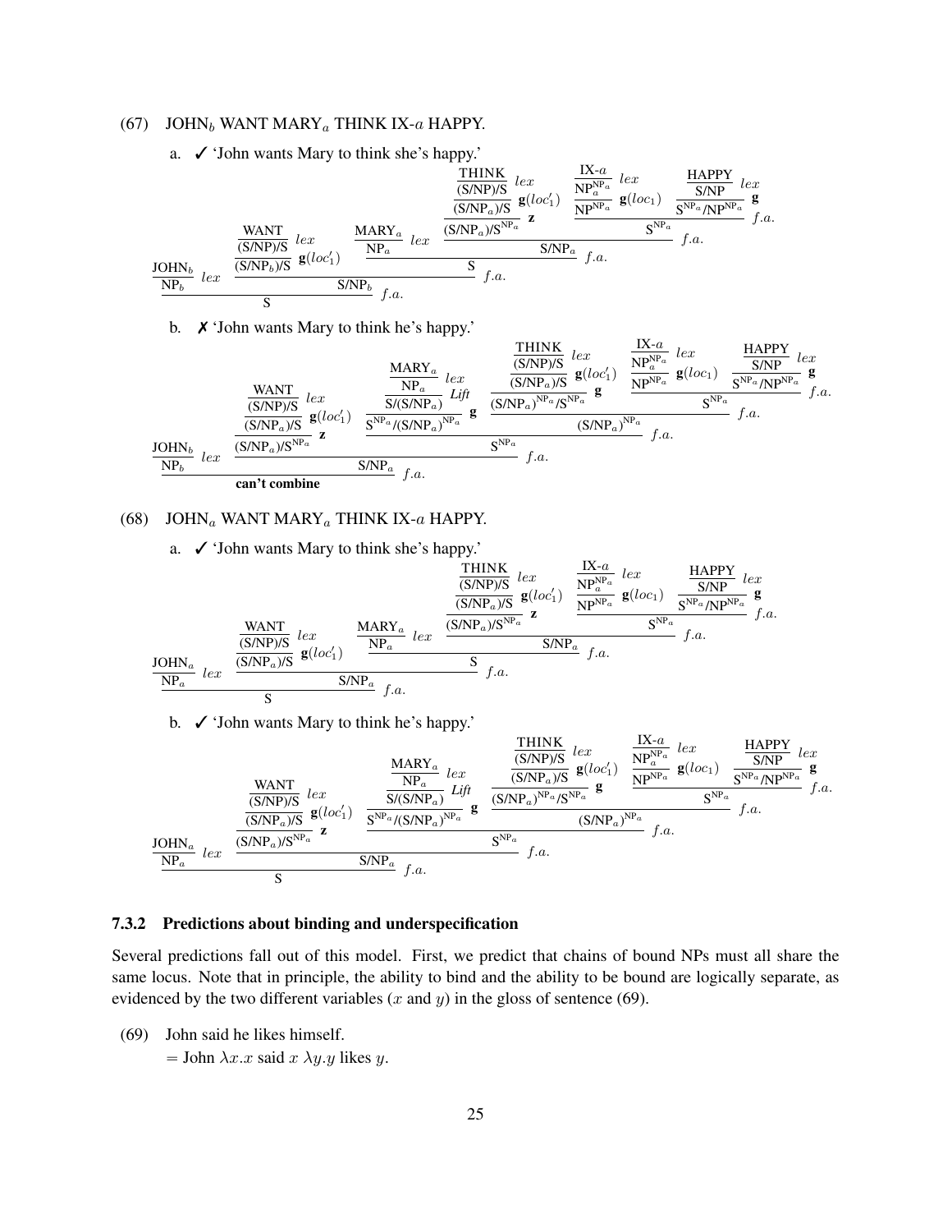(67) JOHN$_b$ WANT MARY$_a$ THINK IX-$a$ HAPPY.

a. ✓ 'John wants Mary to think she's happy.'

$$\dfrac{\dfrac{\text{JOHN}_b}{\text{NP}_b}\,lex \quad \dfrac{\dfrac{\dfrac{\dfrac{\text{WANT}}{\text{(S/NP)/S}}\,lex}{\text{(S/NP}_b\text{)/S}}\,\mathbf{g}(loc'_1) \quad \dfrac{\dfrac{\text{MARY}_a}{\text{NP}_a}\,lex \quad \dfrac{\dfrac{\dfrac{\dfrac{\text{THINK}}{\text{(S/NP)/S}}\,lex}{\text{(S/NP}_a\text{)/S}}\,\mathbf{g}(loc'_1)}{\text{(S/NP}_a\text{)/S}^{\text{NP}_a}}\,\mathbf{z} \quad \dfrac{\dfrac{\dfrac{\text{IX-}a}{\text{NP}_a^{\text{NP}_a}}\,lex}{\text{NP}^{\text{NP}_a}}\,\mathbf{g}(loc_1) \quad \dfrac{\dfrac{\text{HAPPY}}{\text{S/NP}}\,lex}{\text{S}^{\text{NP}_a}/\text{NP}^{\text{NP}_a}}\,\mathbf{g}}{\text{S}^{\text{NP}_a}}\,f.a.}{\text{S/NP}_a}\,f.a.}{\text{S}}\,f.a.}{}}{\text{S/NP}_b}\,f.a.}{\text{S}}$$

b. ✗ 'John wants Mary to think he's happy.'

$$\dfrac{\dfrac{\text{JOHN}_b}{\text{NP}_b}\,lex \quad \dfrac{\dfrac{\dfrac{\dfrac{\text{WANT}}{\text{(S/NP)/S}}\,lex}{\text{(S/NP}_a\text{)/S}}\,\mathbf{g}(loc'_1)}{\text{(S/NP}_a\text{)/S}^{\text{NP}_a}}\,\mathbf{z} \quad \dfrac{\dfrac{\dfrac{\dfrac{\text{MARY}_a}{\text{NP}_a}\,lex}{\text{S/(S/NP}_a\text{)}}\,Lift}{\text{S}^{\text{NP}_a}/\text{(S/NP}_a\text{)}^{\text{NP}_a}}\,\mathbf{g} \quad \dfrac{\dfrac{\dfrac{\dfrac{\text{THINK}}{\text{(S/NP)/S}}\,lex}{\text{(S/NP}_a\text{)/S}}\,\mathbf{g}(loc'_1)}{\text{(S/NP}_a\text{)}^{\text{NP}_a}/\text{S}^{\text{NP}_a}}\,\mathbf{g} \quad \dfrac{\dfrac{\dfrac{\text{IX-}a}{\text{NP}_a^{\text{NP}_a}}\,lex}{\text{NP}^{\text{NP}_a}}\,\mathbf{g}(loc_1) \quad \dfrac{\dfrac{\text{HAPPY}}{\text{S/NP}}\,lex}{\text{S}^{\text{NP}_a}/\text{NP}^{\text{NP}_a}}\,\mathbf{g}}{\text{S}^{\text{NP}_a}}\,f.a.}{\text{(S/NP}_a\text{)}^{\text{NP}_a}}\,f.a.}{\text{S}^{\text{NP}_a}}\,f.a.}{\text{S/NP}_a}\,f.a.}{\textbf{can't combine}}$$

(68) JOHN$_a$ WANT MARY$_a$ THINK IX-$a$ HAPPY.

a. ✓ 'John wants Mary to think she's happy.'

$$\dfrac{\dfrac{\text{JOHN}_a}{\text{NP}_a}\,lex \quad \dfrac{\dfrac{\dfrac{\text{WANT}}{\text{(S/NP)/S}}\,lex}{\text{(S/NP}_a\text{)/S}}\,\mathbf{g}(loc'_1) \quad \dfrac{\dfrac{\text{MARY}_a}{\text{NP}_a}\,lex \quad \dfrac{\dfrac{\dfrac{\dfrac{\text{THINK}}{\text{(S/NP)/S}}\,lex}{\text{(S/NP}_a\text{)/S}}\,\mathbf{g}(loc'_1)}{\text{(S/NP}_a\text{)/S}^{\text{NP}_a}}\,\mathbf{z} \quad \dfrac{\dfrac{\dfrac{\text{IX-}a}{\text{NP}_a^{\text{NP}_a}}\,lex}{\text{NP}^{\text{NP}_a}}\,\mathbf{g}(loc_1) \quad \dfrac{\dfrac{\text{HAPPY}}{\text{S/NP}}\,lex}{\text{S}^{\text{NP}_a}/\text{NP}^{\text{NP}_a}}\,\mathbf{g}}{\text{S}^{\text{NP}_a}}\,f.a.}{\text{S/NP}_a}\,f.a.}{\text{S}}\,f.a.}{\text{S/NP}_a}\,f.a.}{\text{S}}$$

b. ✓ 'John wants Mary to think he's happy.'

$$\dfrac{\dfrac{\text{JOHN}_a}{\text{NP}_a}\,lex \quad \dfrac{\dfrac{\dfrac{\dfrac{\text{WANT}}{\text{(S/NP)/S}}\,lex}{\text{(S/NP}_a\text{)/S}}\,\mathbf{g}(loc'_1)}{\text{(S/NP}_a\text{)/S}^{\text{NP}_a}}\,\mathbf{z} \quad \dfrac{\dfrac{\dfrac{\dfrac{\text{MARY}_a}{\text{NP}_a}\,lex}{\text{S/(S/NP}_a\text{)}}\,Lift}{\text{S}^{\text{NP}_a}/\text{(S/NP}_a\text{)}^{\text{NP}_a}}\,\mathbf{g} \quad \dfrac{\dfrac{\dfrac{\dfrac{\text{THINK}}{\text{(S/NP)/S}}\,lex}{\text{(S/NP}_a\text{)/S}}\,\mathbf{g}(loc'_1)}{\text{(S/NP}_a\text{)}^{\text{NP}_a}/\text{S}^{\text{NP}_a}}\,\mathbf{g} \quad \dfrac{\dfrac{\dfrac{\text{IX-}a}{\text{NP}_a^{\text{NP}_a}}\,lex}{\text{NP}^{\text{NP}_a}}\,\mathbf{g}(loc_1) \quad \dfrac{\dfrac{\text{HAPPY}}{\text{S/NP}}\,lex}{\text{S}^{\text{NP}_a}/\text{NP}^{\text{NP}_a}}\,\mathbf{g}}{\text{S}^{\text{NP}_a}}\,f.a.}{\text{(S/NP}_a\text{)}^{\text{NP}_a}}\,f.a.}{\text{S}^{\text{NP}_a}}\,f.a.}{\text{S/NP}_a}\,f.a.}{\text{S}}$$

### 7.3.2 Predictions about binding and underspecification

Several predictions fall out of this model. First, we predict that chains of bound NPs must all share the same locus. Note that in principle, the ability to bind and the ability to be bound are logically separate, as evidenced by the two different variables ($x$ and $y$) in the gloss of sentence (69).

(69) John said he likes himself.
= John $\lambda x.x$ said $x$ $\lambda y.y$ likes $y$.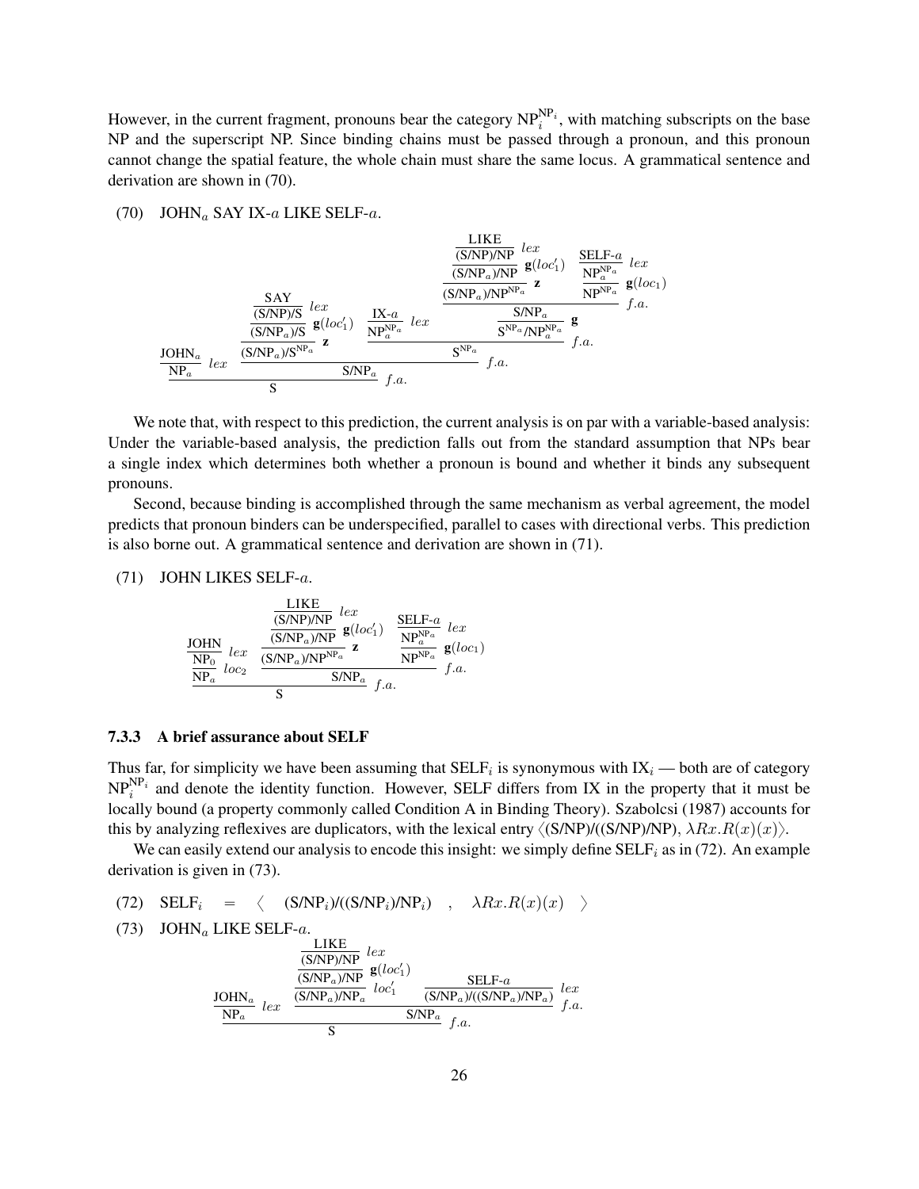However, in the current fragment, pronouns bear the category $\mathrm{NP}_i^{\mathrm{NP}_i}$, with matching subscripts on the base NP and the superscript NP. Since binding chains must be passed through a pronoun, and this pronoun cannot change the spatial feature, the whole chain must share the same locus. A grammatical sentence and derivation are shown in (70).

(70) JOHN$_a$ SAY IX-$a$ LIKE SELF-$a$.

$$
\dfrac{\dfrac{\mathrm{JOHN}_a}{\mathrm{NP}_a}\,lex \qquad \dfrac{\dfrac{\dfrac{\dfrac{\mathrm{SAY}}{\mathrm{(S/NP)/S}}\,lex}{\mathrm{(S/NP}_a\mathrm{)/S}}\,\mathbf{g}(loc_1')}{\mathrm{(S/NP}_a\mathrm{)/S}^{\mathrm{NP}_a}}\,\mathbf{z} \qquad \dfrac{\dfrac{\mathrm{IX}\text{-}a}{\mathrm{NP}_a^{\mathrm{NP}_a}}\,lex \qquad \dfrac{\dfrac{\dfrac{\dfrac{\dfrac{\mathrm{LIKE}}{\mathrm{(S/NP)/NP}}\,lex}{\mathrm{(S/NP}_a\mathrm{)/NP}}\,\mathbf{g}(loc_1')}{\mathrm{(S/NP}_a\mathrm{)/NP}^{\mathrm{NP}_a}}\,\mathbf{z} \qquad \dfrac{\dfrac{\mathrm{SELF}\text{-}a}{\mathrm{NP}_a^{\mathrm{NP}_a}}\,lex}{\mathrm{NP}^{\mathrm{NP}_a}}\,\mathbf{g}(loc_1)}{\mathrm{S/NP}_a}\,f.a.}{\mathrm{S}^{\mathrm{NP}_a}/\mathrm{NP}_a^{\mathrm{NP}_a}}\,\mathbf{g}}{\mathrm{S}^{\mathrm{NP}_a}}\,f.a.}{\mathrm{S/NP}_a}\,f.a.}{\mathrm{S}}
$$

We note that, with respect to this prediction, the current analysis is on par with a variable-based analysis: Under the variable-based analysis, the prediction falls out from the standard assumption that NPs bear a single index which determines both whether a pronoun is bound and whether it binds any subsequent pronouns.

Second, because binding is accomplished through the same mechanism as verbal agreement, the model predicts that pronoun binders can be underspecified, parallel to cases with directional verbs. This prediction is also borne out. A grammatical sentence and derivation are shown in (71).

(71) JOHN LIKES SELF-$a$.

$$
\dfrac{\dfrac{\dfrac{\mathrm{JOHN}}{\mathrm{NP}_0}\,lex}{\mathrm{NP}_a}\,loc_2 \qquad \dfrac{\dfrac{\dfrac{\dfrac{\mathrm{LIKE}}{\mathrm{(S/NP)/NP}}\,lex}{\mathrm{(S/NP}_a\mathrm{)/NP}}\,\mathbf{g}(loc_1')}{\mathrm{(S/NP}_a\mathrm{)/NP}^{\mathrm{NP}_a}}\,\mathbf{z} \qquad \dfrac{\dfrac{\mathrm{SELF}\text{-}a}{\mathrm{NP}_a^{\mathrm{NP}_a}}\,lex}{\mathrm{NP}^{\mathrm{NP}_a}}\,\mathbf{g}(loc_1)}{\mathrm{S/NP}_a}\,f.a.}{\mathrm{S}}\,f.a.
$$

### 7.3.3 A brief assurance about SELF

Thus far, for simplicity we have been assuming that SELF$_i$ is synonymous with IX$_i$ — both are of category $\mathrm{NP}_i^{\mathrm{NP}_i}$ and denote the identity function. However, SELF differs from IX in the property that it must be locally bound (a property commonly called Condition A in Binding Theory). Szabolcsi (1987) accounts for this by analyzing reflexives are duplicators, with the lexical entry $\langle$(S/NP)/((S/NP)/NP), $\lambda Rx.R(x)(x)\rangle$.

We can easily extend our analysis to encode this insight: we simply define SELF$_i$ as in (72). An example derivation is given in (73).

(72) $\mathrm{SELF}_i \;=\; \langle \;\; \mathrm{(S/NP}_i\mathrm{)/((S/NP}_i\mathrm{)/NP}_i\mathrm{)} \;\;,\;\; \lambda Rx.R(x)(x) \;\; \rangle$

(73) JOHN$_a$ LIKE SELF-$a$.

$$
\dfrac{\dfrac{\mathrm{JOHN}_a}{\mathrm{NP}_a}\,lex \qquad \dfrac{\dfrac{\dfrac{\dfrac{\mathrm{LIKE}}{\mathrm{(S/NP)/NP}}\,lex}{\mathrm{(S/NP}_a\mathrm{)/NP}}\,\mathbf{g}(loc_1')}{\mathrm{(S/NP}_a\mathrm{)/NP}_a}\,loc_1' \qquad \dfrac{\mathrm{SELF}\text{-}a}{\mathrm{(S/NP}_a\mathrm{)/((S/NP}_a\mathrm{)/NP}_a\mathrm{)}}\,lex}{\mathrm{S/NP}_a}\,f.a.}{\mathrm{S}}\,f.a.
$$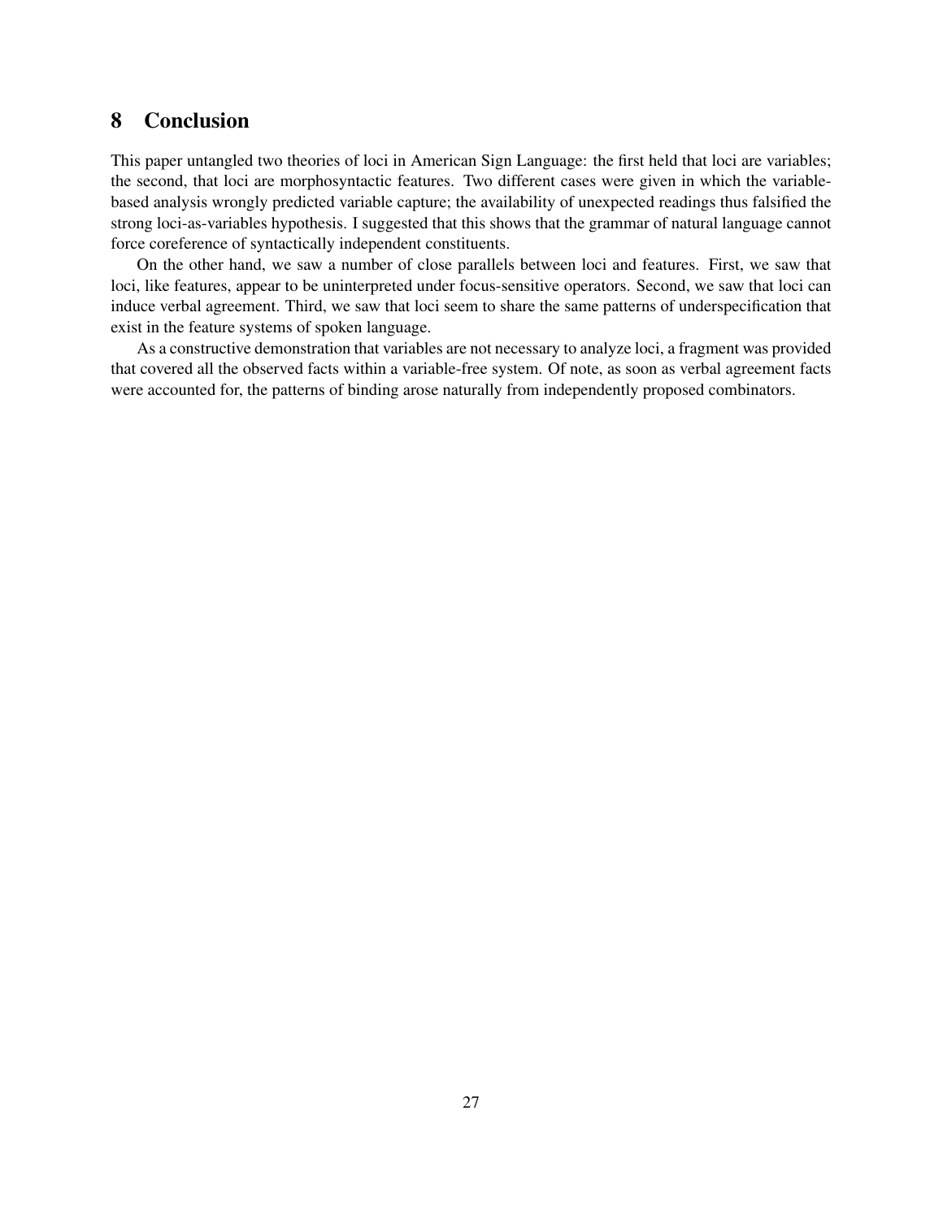## 8 Conclusion

This paper untangled two theories of loci in American Sign Language: the first held that loci are variables; the second, that loci are morphosyntactic features. Two different cases were given in which the variable-based analysis wrongly predicted variable capture; the availability of unexpected readings thus falsified the strong loci-as-variables hypothesis. I suggested that this shows that the grammar of natural language cannot force coreference of syntactically independent constituents.

On the other hand, we saw a number of close parallels between loci and features. First, we saw that loci, like features, appear to be uninterpreted under focus-sensitive operators. Second, we saw that loci can induce verbal agreement. Third, we saw that loci seem to share the same patterns of underspecification that exist in the feature systems of spoken language.

As a constructive demonstration that variables are not necessary to analyze loci, a fragment was provided that covered all the observed facts within a variable-free system. Of note, as soon as verbal agreement facts were accounted for, the patterns of binding arose naturally from independently proposed combinators.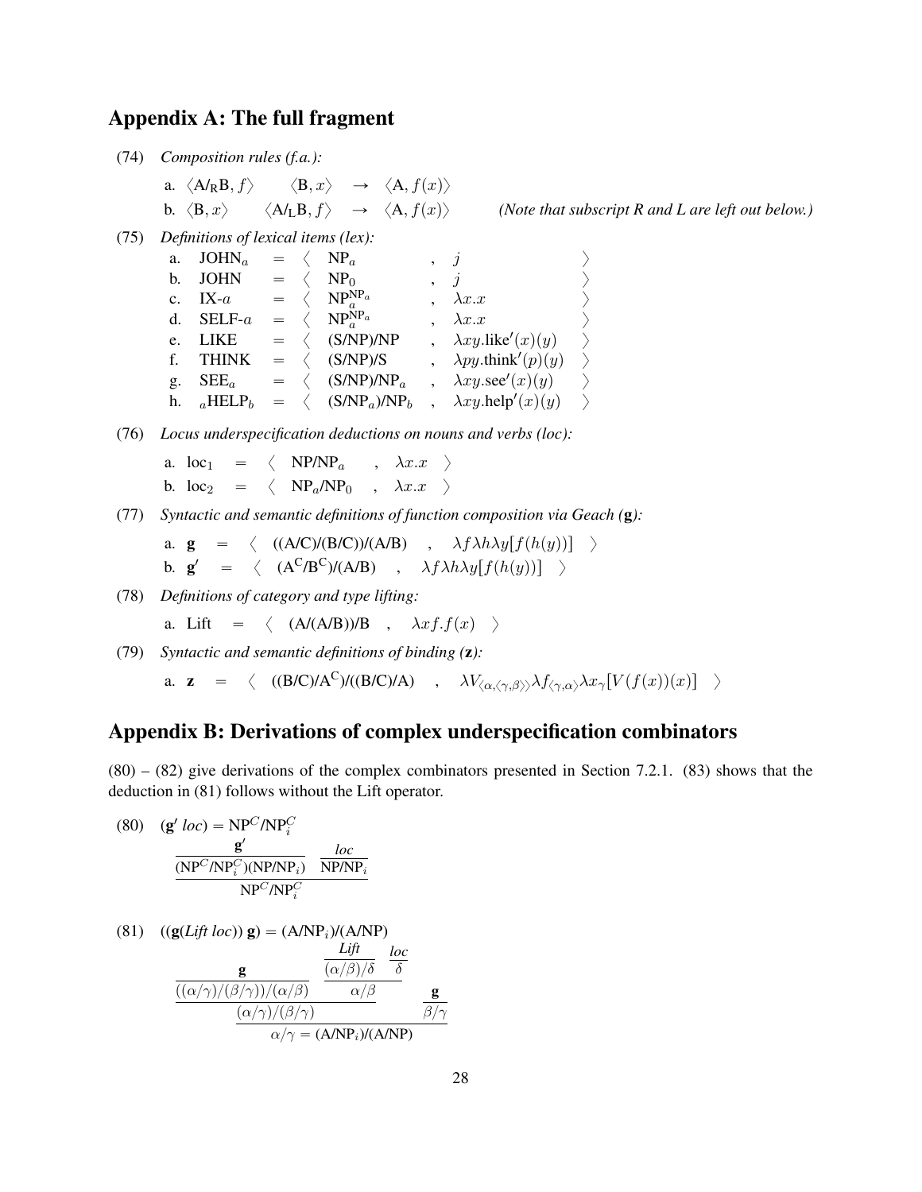## Appendix A: The full fragment

(74) *Composition rules (f.a.):*

a. $\langle \text{A/}_{\text{R}}\text{B}, f\rangle \quad \langle \text{B}, x\rangle \quad \rightarrow \quad \langle \text{A}, f(x)\rangle$

b. $\langle \text{B}, x\rangle \quad \langle \text{A/}_{\text{L}}\text{B}, f\rangle \quad \rightarrow \quad \langle \text{A}, f(x)\rangle$ *(Note that subscript R and L are left out below.)*

(75) *Definitions of lexical items (lex):*

a. $\text{JOHN}_a = \langle \text{NP}_a, j \rangle$

b. $\text{JOHN} = \langle \text{NP}_0, j \rangle$

c. $\text{IX-}a = \langle \text{NP}_a^{\text{NP}_a}, \lambda x.x \rangle$

d. $\text{SELF-}a = \langle \text{NP}_a^{\text{NP}_a}, \lambda x.x \rangle$

e. $\text{LIKE} = \langle \text{(S/NP)/NP}, \lambda xy.\text{like}'(x)(y) \rangle$

f. $\text{THINK} = \langle \text{(S/NP)/S}, \lambda py.\text{think}'(p)(y) \rangle$

g. $\text{SEE}_a = \langle \text{(S/NP)/NP}_a, \lambda xy.\text{see}'(x)(y) \rangle$

h. ${}_a\text{HELP}_b = \langle \text{(S/NP}_a\text{)/NP}_b, \lambda xy.\text{help}'(x)(y) \rangle$

(76) *Locus underspecification deductions on nouns and verbs (loc):*

a. $\text{loc}_1 = \langle \text{NP/NP}_a, \lambda x.x \rangle$

b. $\text{loc}_2 = \langle \text{NP}_a\text{/NP}_0, \lambda x.x \rangle$

(77) *Syntactic and semantic definitions of function composition via Geach (**g**):*

a. $\mathbf{g} = \langle \text{((A/C)/(B/C))/(A/B)}, \lambda f \lambda h \lambda y[f(h(y))] \rangle$

b. $\mathbf{g}' = \langle \text{(A}^{\text{C}}\text{/B}^{\text{C}}\text{)/(A/B)}, \lambda f \lambda h \lambda y[f(h(y))] \rangle$

(78) *Definitions of category and type lifting:*

a. $\text{Lift} = \langle \text{(A/(A/B))/B}, \lambda x f.f(x) \rangle$

(79) *Syntactic and semantic definitions of binding (**z**):*

a. $\mathbf{z} = \langle \text{((B/C)/A}^{\text{C}}\text{)/((B/C)/A)}, \lambda V_{\langle \alpha, \langle \gamma, \beta \rangle\rangle} \lambda f_{\langle \gamma, \alpha \rangle} \lambda x_{\gamma}[V(f(x))(x)] \rangle$

## Appendix B: Derivations of complex underspecification combinators

(80) – (82) give derivations of the complex combinators presented in Section 7.2.1. (83) shows that the deduction in (81) follows without the Lift operator.

(80) ($\mathbf{g}'$ *loc*) = $\text{NP}^C\text{/NP}_i^C$

$$\dfrac{\dfrac{\mathbf{g}'}{(\text{NP}^C/\text{NP}_i^C)(\text{NP}/\text{NP}_i)} \quad \dfrac{loc}{\text{NP}/\text{NP}_i}}{\text{NP}^C/\text{NP}_i^C}$$

(81) (($\mathbf{g}$(*Lift loc*)) $\mathbf{g}$) = $(\text{A/NP}_i)\text{/(A/NP)}$

$$\dfrac{\dfrac{\dfrac{\mathbf{g}}{((\alpha/\gamma)/(\beta/\gamma))/(\alpha/\beta)} \quad \dfrac{\dfrac{Lift}{(\alpha/\beta)/\delta} \quad \dfrac{loc}{\delta}}{\alpha/\beta}}{(\alpha/\gamma)/(\beta/\gamma)} \quad \dfrac{\mathbf{g}}{\beta/\gamma}}{\alpha/\gamma = (\text{A/NP}_i)/(\text{A/NP})}$$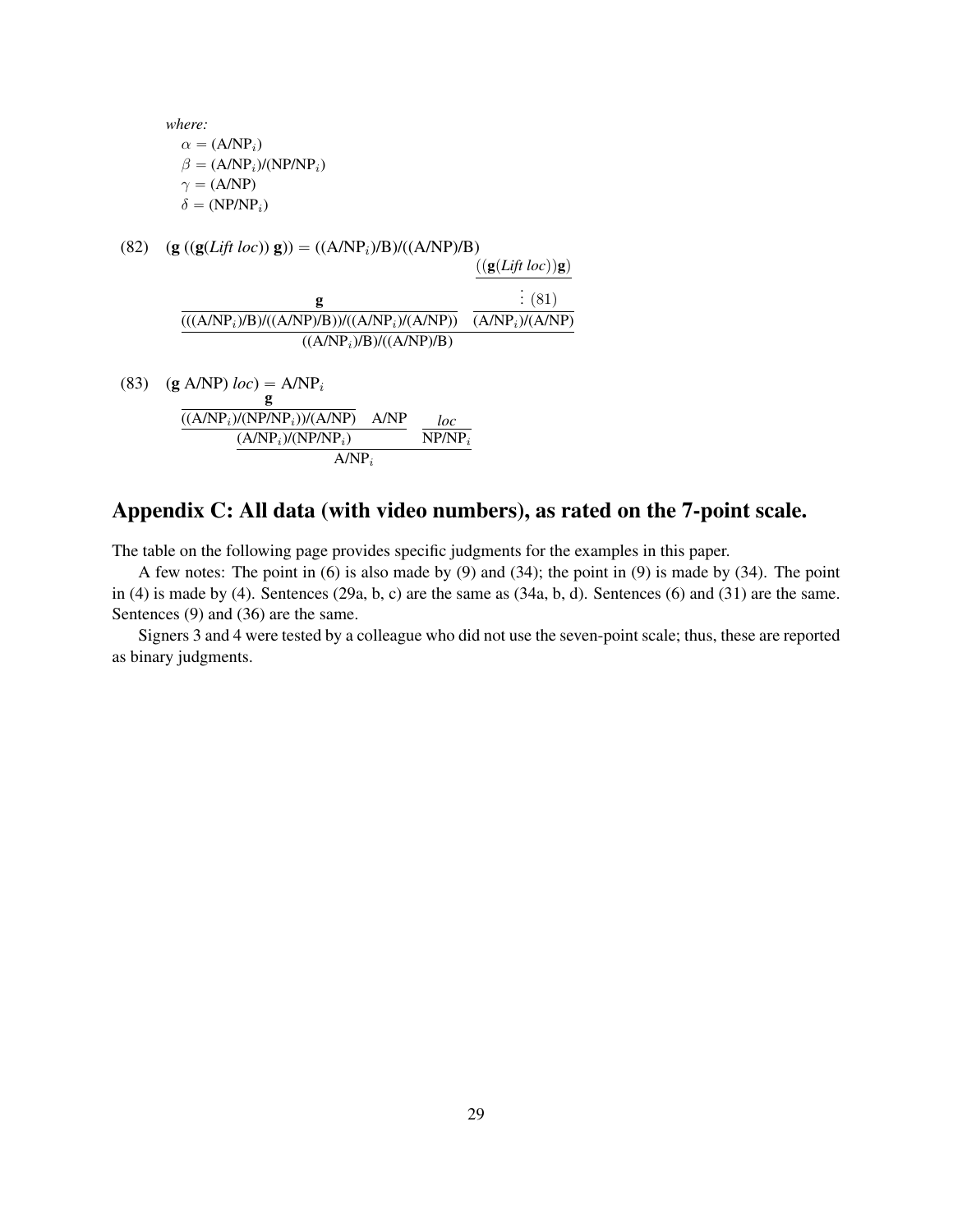*where:*

$\alpha$ = (A/NP$_i$)

$\beta$ = (A/NP$_i$)/(NP/NP$_i$)

$\gamma$ = (A/NP)

$\delta$ = (NP/NP$_i$)

(82) (**g** ((**g**(*Lift loc*)) **g**)) = ((A/NP$_i$)/B)/((A/NP)/B)

$$\dfrac{\dfrac{\mathbf{g}}{(((\text{A/NP}_i)\text{/B})\text{/}((\text{A/NP})\text{/B}))\text{/}((\text{A/NP}_i)\text{/(A/NP)})} \quad \dfrac{\dfrac{((\mathbf{g}(\textit{Lift loc}))\mathbf{g})}{\vdots\,(81)}}{(\text{A/NP}_i)\text{/(A/NP)}}}{((\text{A/NP}_i)\text{/B})\text{/}((\text{A/NP})\text{/B})}$$

(83) (**g** A/NP) *loc*) = A/NP$_i$

$$\dfrac{\dfrac{\dfrac{\mathbf{g}}{((\text{A/NP}_i)\text{/}(\text{NP/NP}_i))\text{/(A/NP)}} \quad \text{A/NP}}{(\text{A/NP}_i)\text{/}(\text{NP/NP}_i)} \quad \dfrac{\textit{loc}}{\text{NP/NP}_i}}{\text{A/NP}_i}$$

## Appendix C: All data (with video numbers), as rated on the 7-point scale.

The table on the following page provides specific judgments for the examples in this paper.

A few notes: The point in (6) is also made by (9) and (34); the point in (9) is made by (34). The point in (4) is made by (4). Sentences (29a, b, c) are the same as (34a, b, d). Sentences (6) and (31) are the same. Sentences (9) and (36) are the same.

Signers 3 and 4 were tested by a colleague who did not use the seven-point scale; thus, these are reported as binary judgments.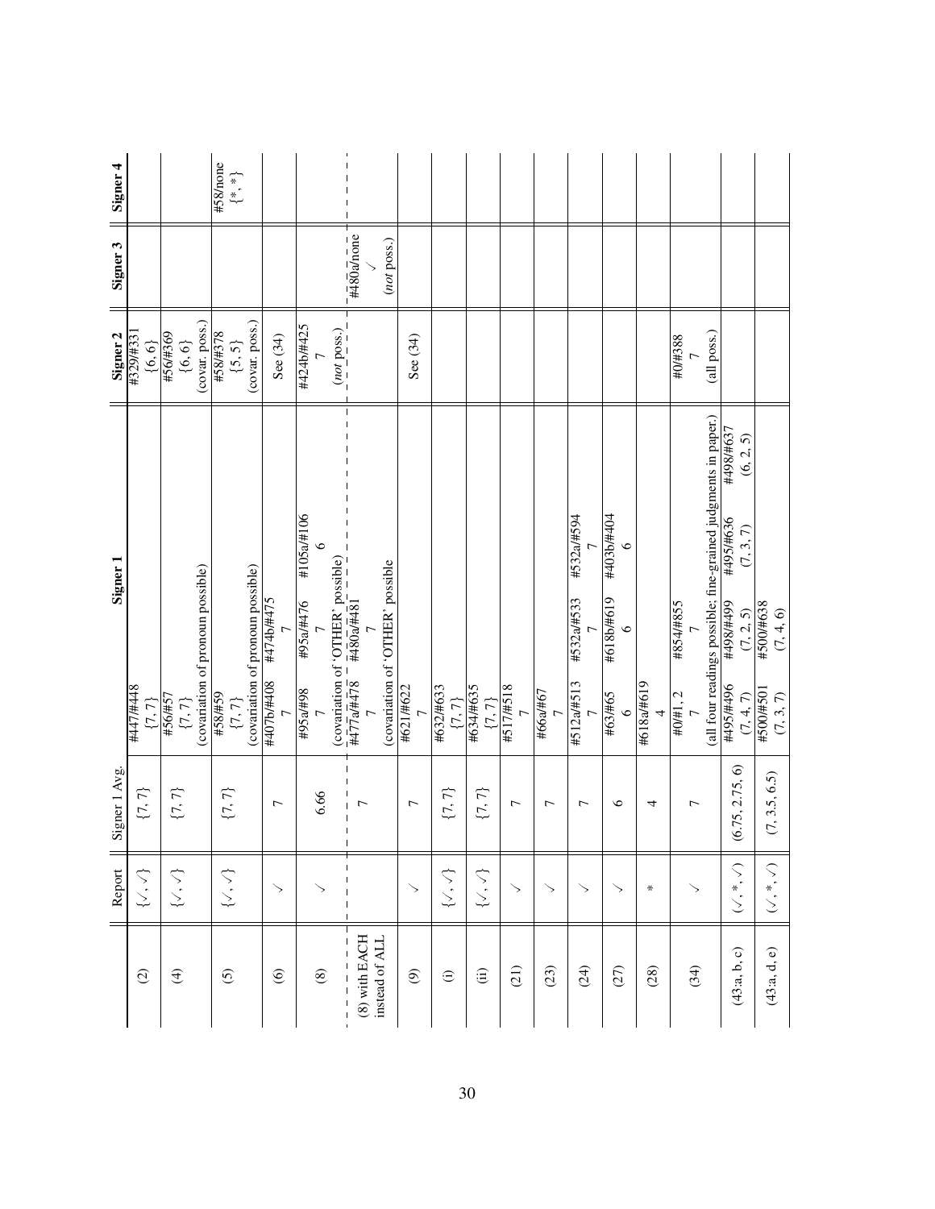| | Report | Signer 1 Avg. | Signer 1 | Signer 2 | Signer 3 | Signer 4 |
|---|---|---|---|---|---|---|
| (2) | {✓, ✓} | {7, 7} | #447/#448 {7, 7} | #329/#331 {6, 6} | | |
| (4) | {✓, ✓} | {7, 7} | #56/#57 {7, 7} (covariation of pronoun possible) | #56/#369 {6, 6} (covar. poss.) | | |
| (5) | {✓, ✓} | {7, 7} | #58/#59 {7, 7} (covariation of pronoun possible) | #58/#378 {5, 5} (covar. poss.) | | #58/none {*, *} |
| (6) | ✓ | 7 | #407b/#408 7; #474b/#475 7 | See (34) | | |
| (8) | ✓ | 6.66 | #95a/#98 7; #95a/#476 7; #105a/#106 6 (covariation of 'OTHER' possible) | #424b/#425 7 (*not* poss.) | | |
| (8) with EACH instead of ALL | | 7 | #477a/#478 7; #480a/#481 7 (covariation of 'OTHER' possible | | #480a/none ✓ (*not* poss.) | |
| (9) | ✓ | 7 | #621/#622 7 | See (34) | | |
| (i) | {✓, ✓} | {7, 7} | #632/#633 {7, 7} | | | |
| (ii) | {✓, ✓} | {7, 7} | #634/#635 {7, 7} | | | |
| (21) | ✓ | 7 | #517/#518 7 | | | |
| (23) | ✓ | 7 | #66a/#67 7 | | | |
| (24) | ✓ | 7 | #512a/#513 7; #532a/#533 7; #532a/#594 7 | | | |
| (27) | ✓ | 6 | #63/#65 6; #618b/#619 6; #403b/#404 6 | | | |
| (28) | * | 4 | #618a/#619 4 | | | |
| (34) | ✓ | 7 | #0/#1, 2 7; #854/#855 7 (all four readings possible; fine-grained judgments in paper.) | #0/#388 7 (all poss.) | | |
| (43:a, b, c) | (✓, *, ✓) | (6.75, 2.75, 6) | #495/#496 (7, 4, 7); #498/#499 (7, 2, 5); #495/#636 (7, 3, 7); #498/#637 (6, 2, 5) | | | |
| (43:a, d, e) | (✓, *, ✓) | (7, 3.5, 6.5) | #500/#501 (7, 3, 7); #500/#638 (7, 4, 6) | | | |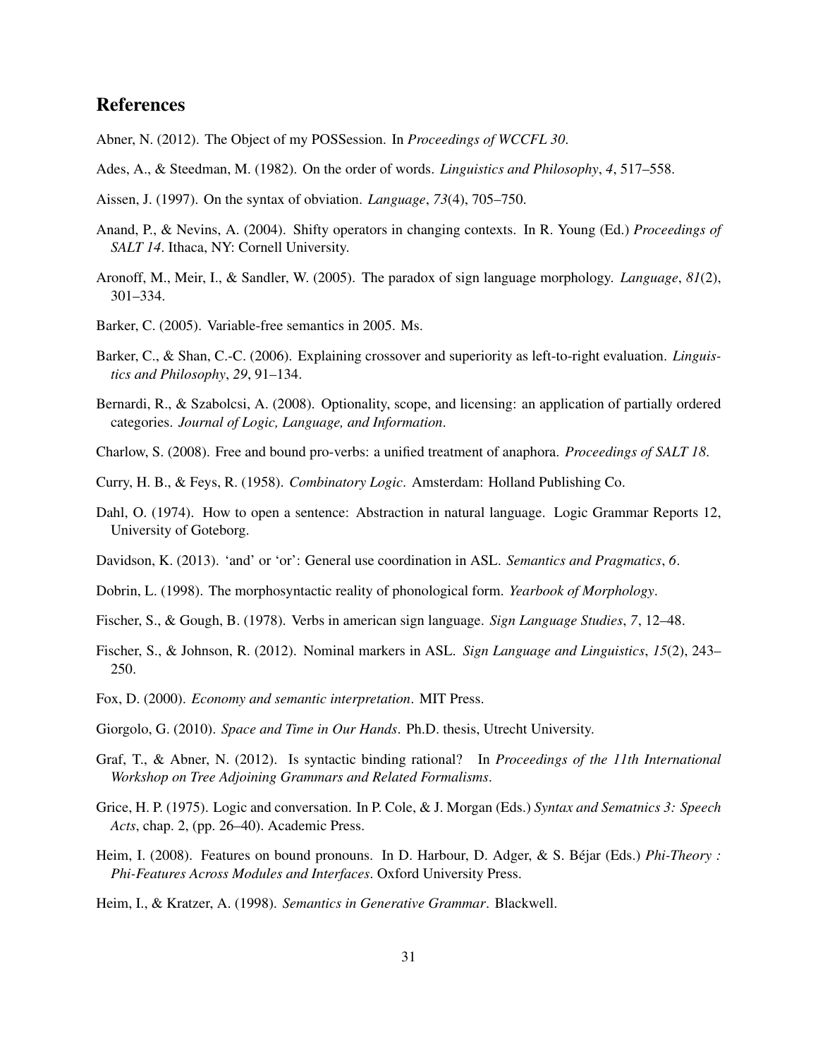## References

Abner, N. (2012). The Object of my POSSession. In *Proceedings of WCCFL 30*.

Ades, A., & Steedman, M. (1982). On the order of words. *Linguistics and Philosophy*, *4*, 517–558.

Aissen, J. (1997). On the syntax of obviation. *Language*, *73*(4), 705–750.

Anand, P., & Nevins, A. (2004). Shifty operators in changing contexts. In R. Young (Ed.) *Proceedings of SALT 14*. Ithaca, NY: Cornell University.

Aronoff, M., Meir, I., & Sandler, W. (2005). The paradox of sign language morphology. *Language*, *81*(2), 301–334.

Barker, C. (2005). Variable-free semantics in 2005. Ms.

Barker, C., & Shan, C.-C. (2006). Explaining crossover and superiority as left-to-right evaluation. *Linguistics and Philosophy*, *29*, 91–134.

Bernardi, R., & Szabolcsi, A. (2008). Optionality, scope, and licensing: an application of partially ordered categories. *Journal of Logic, Language, and Information*.

Charlow, S. (2008). Free and bound pro-verbs: a unified treatment of anaphora. *Proceedings of SALT 18*.

Curry, H. B., & Feys, R. (1958). *Combinatory Logic*. Amsterdam: Holland Publishing Co.

Dahl, O. (1974). How to open a sentence: Abstraction in natural language. Logic Grammar Reports 12, University of Goteborg.

Davidson, K. (2013). 'and' or 'or': General use coordination in ASL. *Semantics and Pragmatics*, *6*.

Dobrin, L. (1998). The morphosyntactic reality of phonological form. *Yearbook of Morphology*.

Fischer, S., & Gough, B. (1978). Verbs in american sign language. *Sign Language Studies*, *7*, 12–48.

Fischer, S., & Johnson, R. (2012). Nominal markers in ASL. *Sign Language and Linguistics*, *15*(2), 243–250.

Fox, D. (2000). *Economy and semantic interpretation*. MIT Press.

Giorgolo, G. (2010). *Space and Time in Our Hands*. Ph.D. thesis, Utrecht University.

Graf, T., & Abner, N. (2012). Is syntactic binding rational? In *Proceedings of the 11th International Workshop on Tree Adjoining Grammars and Related Formalisms*.

Grice, H. P. (1975). Logic and conversation. In P. Cole, & J. Morgan (Eds.) *Syntax and Sematnics 3: Speech Acts*, chap. 2, (pp. 26–40). Academic Press.

Heim, I. (2008). Features on bound pronouns. In D. Harbour, D. Adger, & S. Béjar (Eds.) *Phi-Theory : Phi-Features Across Modules and Interfaces*. Oxford University Press.

Heim, I., & Kratzer, A. (1998). *Semantics in Generative Grammar*. Blackwell.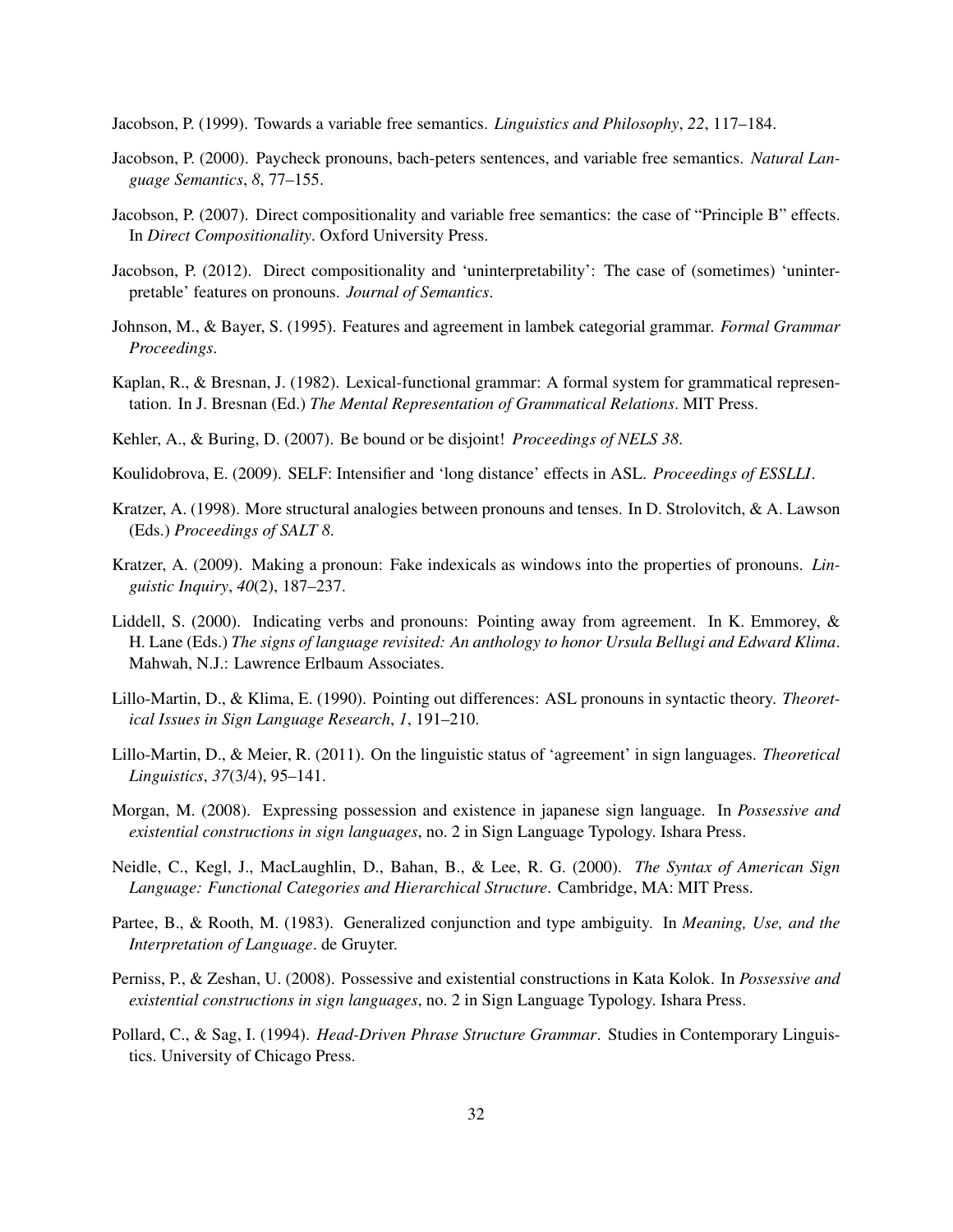Jacobson, P. (1999). Towards a variable free semantics. *Linguistics and Philosophy*, *22*, 117–184.

Jacobson, P. (2000). Paycheck pronouns, bach-peters sentences, and variable free semantics. *Natural Language Semantics*, *8*, 77–155.

Jacobson, P. (2007). Direct compositionality and variable free semantics: the case of "Principle B" effects. In *Direct Compositionality*. Oxford University Press.

Jacobson, P. (2012). Direct compositionality and 'uninterpretability': The case of (sometimes) 'uninterpretable' features on pronouns. *Journal of Semantics*.

Johnson, M., & Bayer, S. (1995). Features and agreement in lambek categorial grammar. *Formal Grammar Proceedings*.

Kaplan, R., & Bresnan, J. (1982). Lexical-functional grammar: A formal system for grammatical representation. In J. Bresnan (Ed.) *The Mental Representation of Grammatical Relations*. MIT Press.

Kehler, A., & Buring, D. (2007). Be bound or be disjoint! *Proceedings of NELS 38*.

Koulidobrova, E. (2009). SELF: Intensifier and 'long distance' effects in ASL. *Proceedings of ESSLLI*.

Kratzer, A. (1998). More structural analogies between pronouns and tenses. In D. Strolovitch, & A. Lawson (Eds.) *Proceedings of SALT 8*.

Kratzer, A. (2009). Making a pronoun: Fake indexicals as windows into the properties of pronouns. *Linguistic Inquiry*, *40*(2), 187–237.

Liddell, S. (2000). Indicating verbs and pronouns: Pointing away from agreement. In K. Emmorey, & H. Lane (Eds.) *The signs of language revisited: An anthology to honor Ursula Bellugi and Edward Klima*. Mahwah, N.J.: Lawrence Erlbaum Associates.

Lillo-Martin, D., & Klima, E. (1990). Pointing out differences: ASL pronouns in syntactic theory. *Theoretical Issues in Sign Language Research*, *1*, 191–210.

Lillo-Martin, D., & Meier, R. (2011). On the linguistic status of 'agreement' in sign languages. *Theoretical Linguistics*, *37*(3/4), 95–141.

Morgan, M. (2008). Expressing possession and existence in japanese sign language. In *Possessive and existential constructions in sign languages*, no. 2 in Sign Language Typology. Ishara Press.

Neidle, C., Kegl, J., MacLaughlin, D., Bahan, B., & Lee, R. G. (2000). *The Syntax of American Sign Language: Functional Categories and Hierarchical Structure*. Cambridge, MA: MIT Press.

Partee, B., & Rooth, M. (1983). Generalized conjunction and type ambiguity. In *Meaning, Use, and the Interpretation of Language*. de Gruyter.

Perniss, P., & Zeshan, U. (2008). Possessive and existential constructions in Kata Kolok. In *Possessive and existential constructions in sign languages*, no. 2 in Sign Language Typology. Ishara Press.

Pollard, C., & Sag, I. (1994). *Head-Driven Phrase Structure Grammar*. Studies in Contemporary Linguistics. University of Chicago Press.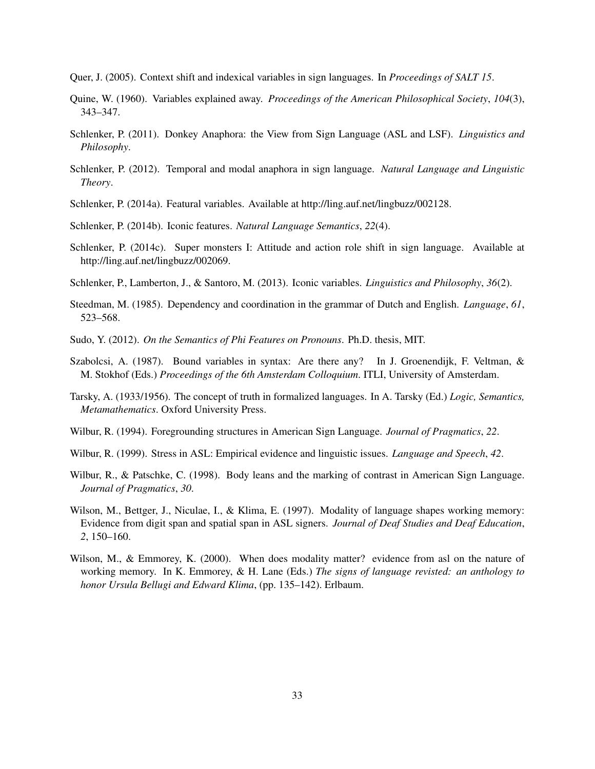Quer, J. (2005). Context shift and indexical variables in sign languages. In *Proceedings of SALT 15*.

Quine, W. (1960). Variables explained away. *Proceedings of the American Philosophical Society*, *104*(3), 343–347.

Schlenker, P. (2011). Donkey Anaphora: the View from Sign Language (ASL and LSF). *Linguistics and Philosophy*.

Schlenker, P. (2012). Temporal and modal anaphora in sign language. *Natural Language and Linguistic Theory*.

Schlenker, P. (2014a). Featural variables. Available at http://ling.auf.net/lingbuzz/002128.

Schlenker, P. (2014b). Iconic features. *Natural Language Semantics*, *22*(4).

Schlenker, P. (2014c). Super monsters I: Attitude and action role shift in sign language. Available at http://ling.auf.net/lingbuzz/002069.

Schlenker, P., Lamberton, J., & Santoro, M. (2013). Iconic variables. *Linguistics and Philosophy*, *36*(2).

Steedman, M. (1985). Dependency and coordination in the grammar of Dutch and English. *Language*, *61*, 523–568.

Sudo, Y. (2012). *On the Semantics of Phi Features on Pronouns*. Ph.D. thesis, MIT.

Szabolcsi, A. (1987). Bound variables in syntax: Are there any? In J. Groenendijk, F. Veltman, & M. Stokhof (Eds.) *Proceedings of the 6th Amsterdam Colloquium*. ITLI, University of Amsterdam.

Tarsky, A. (1933/1956). The concept of truth in formalized languages. In A. Tarsky (Ed.) *Logic, Semantics, Metamathematics*. Oxford University Press.

Wilbur, R. (1994). Foregrounding structures in American Sign Language. *Journal of Pragmatics*, *22*.

Wilbur, R. (1999). Stress in ASL: Empirical evidence and linguistic issues. *Language and Speech*, *42*.

Wilbur, R., & Patschke, C. (1998). Body leans and the marking of contrast in American Sign Language. *Journal of Pragmatics*, *30*.

Wilson, M., Bettger, J., Niculae, I., & Klima, E. (1997). Modality of language shapes working memory: Evidence from digit span and spatial span in ASL signers. *Journal of Deaf Studies and Deaf Education*, *2*, 150–160.

Wilson, M., & Emmorey, K. (2000). When does modality matter? evidence from asl on the nature of working memory. In K. Emmorey, & H. Lane (Eds.) *The signs of language revisted: an anthology to honor Ursula Bellugi and Edward Klima*, (pp. 135–142). Erlbaum.